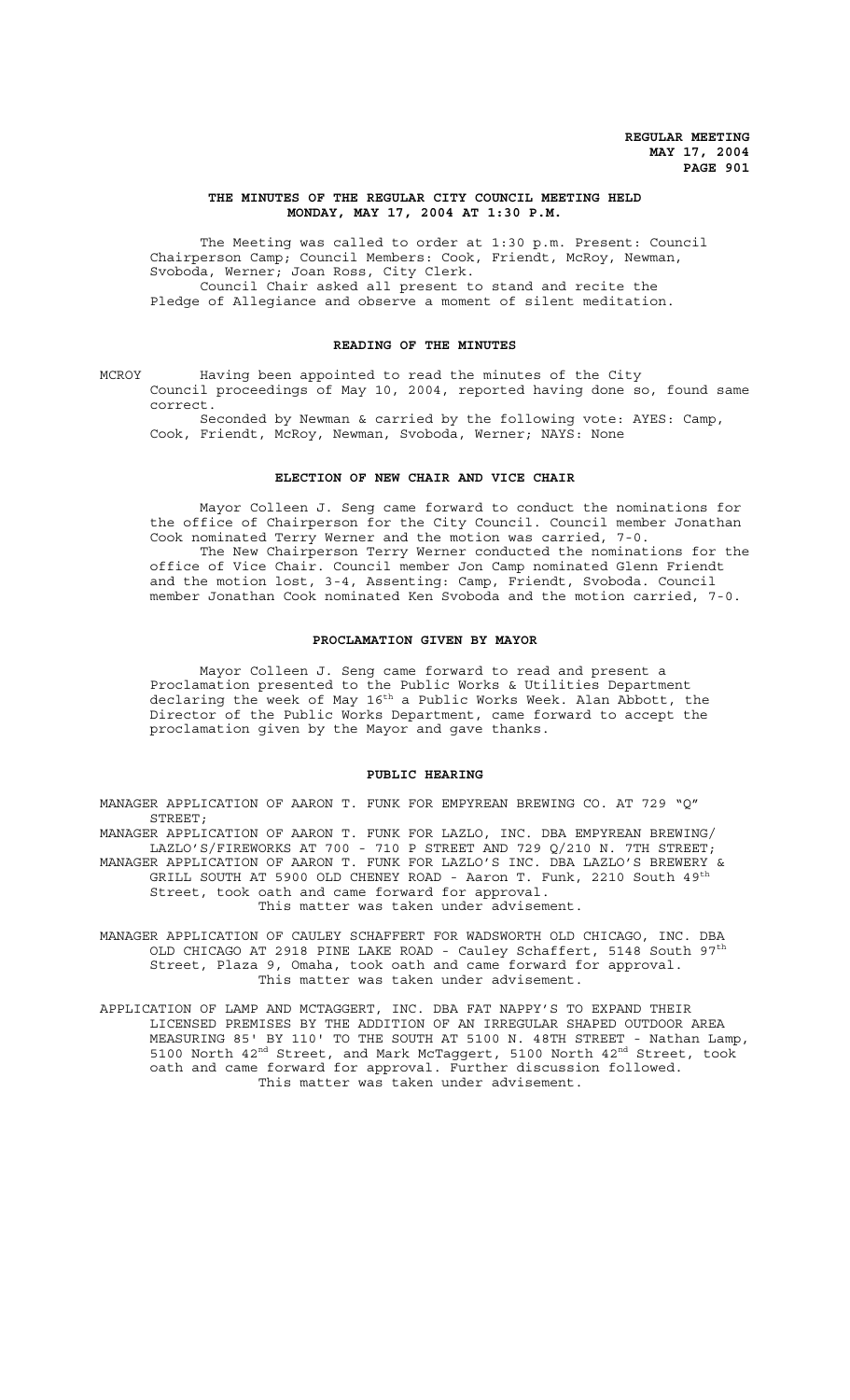# THE MINUTES OF THE REGULAR CITY COUNCIL MEETING HELD MONDAY, MAY 17, 2004 AT 1:30 P.M.

The Meeting was called to order at 1:30 p.m. Present: Council Chairperson Camp; Council Members: Cook, Friendt, McRoy, Newman, Svoboda, Werner; Joan Ross, City Clerk.

Council Chair asked all present to stand and recite the Pledge of Allegiance and observe a moment of silent meditation.

## READING OF THE MINUTES

MCROY Having been appointed to read the minutes of the City Council proceedings of May 10, 2004, reported having done so, found same correct.

Seconded by Newman & carried by the following vote: AYES: Camp, Cook, Friendt, McRoy, Newman, Svoboda, Werner; NAYS: None

## ELECTION OF NEW CHAIR AND VICE CHAIR

Mayor Colleen J. Seng came forward to conduct the nominations for the office of Chairperson for the City Council. Council member Jonathan Cook nominated Terry Werner and the motion was carried, 7-0.

The New Chairperson Terry Werner conducted the nominations for the office of Vice Chair. Council member Jon Camp nominated Glenn Friendt and the motion lost, 3-4, Assenting: Camp, Friendt, Svoboda. Council member Jonathan Cook nominated Ken Svoboda and the motion carried, 7-0.

## PROCLAMATION GIVEN BY MAYOR

Mayor Colleen J. Seng came forward to read and present a Proclamation presented to the Public Works & Utilities Department declaring the week of May 16th a Public Works Week. Alan Abbott, the Director of the Public Works Department, came forward to accept the proclamation given by the Mayor and gave thanks.

## PUBLIC HEARING

MANAGER APPLICATION OF AARON T. FUNK FOR EMPYREAN BREWING CO. AT 729 "Q" STREET;

MANAGER APPLICATION OF AARON T. FUNK FOR LAZLO, INC. DBA EMPYREAN BREWING/ LAZLO'S/FIREWORKS AT 700 - 710 P STREET AND 729 Q/210 N. 7TH STREET;

MANAGER APPLICATION OF AARON T. FUNK FOR LAZLO'S INC. DBA LAZLO'S BREWERY & GRILL SOUTH AT 5900 OLD CHENEY ROAD - Aaron T. Funk, 2210 South 49th Street, took oath and came forward for approval.

This matter was taken under advisement.

MANAGER APPLICATION OF CAULEY SCHAFFERT FOR WADSWORTH OLD CHICAGO, INC. DBA OLD CHICAGO AT 2918 PINE LAKE ROAD - Cauley Schaffert, 5148 South 97th Street, Plaza 9, Omaha, took oath and came forward for approval.

This matter was taken under advisement.

APPLICATION OF LAMP AND MCTAGGERT, INC. DBA FAT NAPPY'S TO EXPAND THEIR LICENSED PREMISES BY THE ADDITION OF AN IRREGULAR SHAPED OUTDOOR AREA MEASURING 85' BY 110' TO THE SOUTH AT 5100 N. 48TH STREET - Nathan Lamp, 5100 North 42nd Street, and Mark McTaggert, 5100 North 42nd Street, took oath and came forward for approval. Further discussion followed.

This matter was taken under advisement.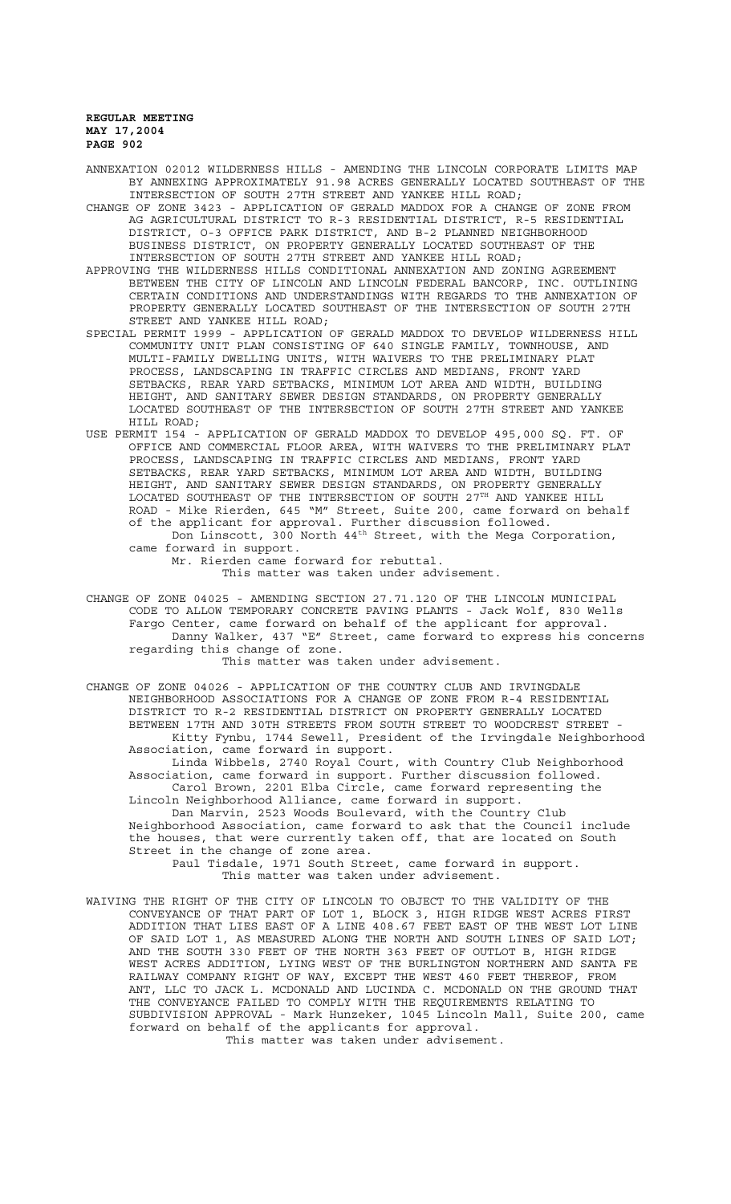ANNEXATION 02012 WILDERNESS HILLS - AMENDING THE LINCOLN CORPORATE LIMITS MAP BY ANNEXING APPROXIMATELY 91.98 ACRES GENERALLY LOCATED SOUTHEAST OF THE INTERSECTION OF SOUTH 27TH STREET AND YANKEE HILL ROAD;

CHANGE OF ZONE 3423 - APPLICATION OF GERALD MADDOX FOR A CHANGE OF ZONE FROM AG AGRICULTURAL DISTRICT TO R-3 RESIDENTIAL DISTRICT, R-5 RESIDENTIAL DISTRICT, O-3 OFFICE PARK DISTRICT, AND B-2 PLANNED NEIGHBORHOOD BUSINESS DISTRICT, ON PROPERTY GENERALLY LOCATED SOUTHEAST OF THE INTERSECTION OF SOUTH 27TH STREET AND YANKEE HILL ROAD;

APPROVING THE WILDERNESS HILLS CONDITIONAL ANNEXATION AND ZONING AGREEMENT BETWEEN THE CITY OF LINCOLN AND LINCOLN FEDERAL BANCORP, INC. OUTLINING CERTAIN CONDITIONS AND UNDERSTANDINGS WITH REGARDS TO THE ANNEXATION OF PROPERTY GENERALLY LOCATED SOUTHEAST OF THE INTERSECTION OF SOUTH 27TH STREET AND YANKEE HILL ROAD;

SPECIAL PERMIT 1999 - APPLICATION OF GERALD MADDOX TO DEVELOP WILDERNESS HILL COMMUNITY UNIT PLAN CONSISTING OF 640 SINGLE FAMILY, TOWNHOUSE, AND MULTI-FAMILY DWELLING UNITS, WITH WAIVERS TO THE PRELIMINARY PLAT PROCESS, LANDSCAPING IN TRAFFIC CIRCLES AND MEDIANS, FRONT YARD SETBACKS, REAR YARD SETBACKS, MINIMUM LOT AREA AND WIDTH, BUILDING HEIGHT, AND SANITARY SEWER DESIGN STANDARDS, ON PROPERTY GENERALLY LOCATED SOUTHEAST OF THE INTERSECTION OF SOUTH 27TH STREET AND YANKEE HILL ROAD;

USE PERMIT 154 - APPLICATION OF GERALD MADDOX TO DEVELOP 495,000 SQ. FT. OF OFFICE AND COMMERCIAL FLOOR AREA, WITH WAIVERS TO THE PRELIMINARY PLAT PROCESS, LANDSCAPING IN TRAFFIC CIRCLES AND MEDIANS, FRONT YARD SETBACKS, REAR YARD SETBACKS, MINIMUM LOT AREA AND WIDTH, BUILDING HEIGHT, AND SANITARY SEWER DESIGN STANDARDS, ON PROPERTY GENERALLY LOCATED SOUTHEAST OF THE INTERSECTION OF SOUTH 27TH AND YANKEE HILL ROAD - Mike Rierden, 645 "M" Street, Suite 200, came forward on behalf of the applicant for approval. Further discussion followed.

Don Linscott, 300 North 44th Street, with the Mega Corporation, came forward in support.

Mr. Rierden came forward for rebuttal.

This matter was taken under advisement.

CHANGE OF ZONE 04025 - AMENDING SECTION 27.71.120 OF THE LINCOLN MUNICIPAL CODE TO ALLOW TEMPORARY CONCRETE PAVING PLANTS - Jack Wolf, 830 Wells Fargo Center, came forward on behalf of the applicant for approval.

Danny Walker, 437 "E" Street, came forward to express his concerns regarding this change of zone.

This matter was taken under advisement.

CHANGE OF ZONE 04026 - APPLICATION OF THE COUNTRY CLUB AND IRVINGDALE NEIGHBORHOOD ASSOCIATIONS FOR A CHANGE OF ZONE FROM R-4 RESIDENTIAL DISTRICT TO R-2 RESIDENTIAL DISTRICT ON PROPERTY GENERALLY LOCATED BETWEEN 17TH AND 30TH STREETS FROM SOUTH STREET TO WOODCREST STREET - Kitty Fynbu, 1744 Sewell, President of the Irvingdale Neighborhood Association, came forward in support.

Linda Wibbels, 2740 Royal Court, with Country Club Neighborhood Association, came forward in support. Further discussion followed.

Carol Brown, 2201 Elba Circle, came forward representing the Lincoln Neighborhood Alliance, came forward in support.

Dan Marvin, 2523 Woods Boulevard, with the Country Club Neighborhood Association, came forward to ask that the Council include the houses, that were currently taken off, that are located on South Street in the change of zone area.

Paul Tisdale, 1971 South Street, came forward in support.

This matter was taken under advisement.

WAIVING THE RIGHT OF THE CITY OF LINCOLN TO OBJECT TO THE VALIDITY OF THE CONVEYANCE OF THAT PART OF LOT 1, BLOCK 3, HIGH RIDGE WEST ACRES FIRST ADDITION THAT LIES EAST OF A LINE 408.67 FEET EAST OF THE WEST LOT LINE OF SAID LOT 1, AS MEASURED ALONG THE NORTH AND SOUTH LINES OF SAID LOT; AND THE SOUTH 330 FEET OF THE NORTH 363 FEET OF OUTLOT B, HIGH RIDGE WEST ACRES ADDITION, LYING WEST OF THE BURLINGTON NORTHERN AND SANTA FE RAILWAY COMPANY RIGHT OF WAY, EXCEPT THE WEST 460 FEET THEREOF, FROM ANT, LLC TO JACK L. MCDONALD AND LUCINDA C. MCDONALD ON THE GROUND THAT THE CONVEYANCE FAILED TO COMPLY WITH THE REQUIREMENTS RELATING TO SUBDIVISION APPROVAL - Mark Hunzeker, 1045 Lincoln Mall, Suite 200, came forward on behalf of the applicants for approval.

This matter was taken under advisement.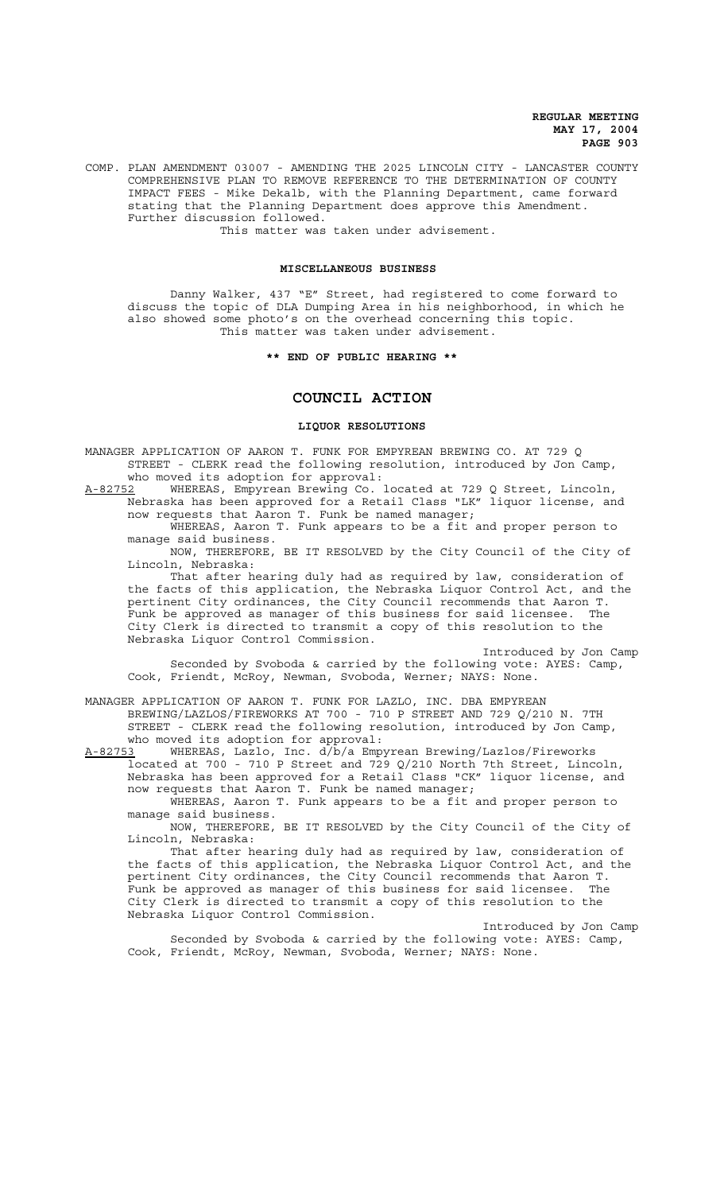COMP. PLAN AMENDMENT 03007 - AMENDING THE 2025 LINCOLN CITY - LANCASTER COUNTY COMPREHENSIVE PLAN TO REMOVE REFERENCE TO THE DETERMINATION OF COUNTY IMPACT FEES - Mike Dekalb, with the Planning Department, came forward stating that the Planning Department does approve this Amendment. Further discussion followed.

This matter was taken under advisement.

## MISCELLANEOUS BUSINESS

Danny Walker, 437 "E" Street, had registered to come forward to discuss the topic of DLA Dumping Area in his neighborhood, in which he also showed some photo's on the overhead concerning this topic.

This matter was taken under advisement.

**\*\* END OF PUBLIC HEARING \*\***

# COUNCIL ACTION

## LIQUOR RESOLUTIONS

MANAGER APPLICATION OF AARON T. FUNK FOR EMPYREAN BREWING CO. AT 729 Q STREET - CLERK read the following resolution, introduced by Jon Camp, who moved its adoption for approval:

A-82752 WHEREAS, Empyrean Brewing Co. located at 729 Q Street, Lincoln, Nebraska has been approved for a Retail Class "LK" liquor license, and now requests that Aaron T. Funk be named manager;

WHEREAS, Aaron T. Funk appears to be a fit and proper person to manage said business.

NOW, THEREFORE, BE IT RESOLVED by the City Council of the City of Lincoln, Nebraska:

That after hearing duly had as required by law, consideration of the facts of this application, the Nebraska Liquor Control Act, and the pertinent City ordinances, the City Council recommends that Aaron T. Funk be approved as manager of this business for said licensee. The City Clerk is directed to transmit a copy of this resolution to the Nebraska Liquor Control Commission.

Introduced by Jon Camp

Seconded by Svoboda & carried by the following vote: AYES: Camp, Cook, Friendt, McRoy, Newman, Svoboda, Werner; NAYS: None.

MANAGER APPLICATION OF AARON T. FUNK FOR LAZLO, INC. DBA EMPYREAN BREWING/LAZLOS/FIREWORKS AT 700 - 710 P STREET AND 729 Q/210 N. 7TH STREET - CLERK read the following resolution, introduced by Jon Camp, who moved its adoption for approval:

A-82753 WHEREAS, Lazlo, Inc. d/b/a Empyrean Brewing/Lazlos/Fireworks located at 700 - 710 P Street and 729 Q/210 North 7th Street, Lincoln, Nebraska has been approved for a Retail Class "CK" liquor license, and now requests that Aaron T. Funk be named manager;

WHEREAS, Aaron T. Funk appears to be a fit and proper person to manage said business.

NOW, THEREFORE, BE IT RESOLVED by the City Council of the City of Lincoln, Nebraska:

That after hearing duly had as required by law, consideration of the facts of this application, the Nebraska Liquor Control Act, and the pertinent City ordinances, the City Council recommends that Aaron T. Funk be approved as manager of this business for said licensee. The City Clerk is directed to transmit a copy of this resolution to the Nebraska Liquor Control Commission.

Introduced by Jon Camp

Seconded by Svoboda & carried by the following vote: AYES: Camp, Cook, Friendt, McRoy, Newman, Svoboda, Werner; NAYS: None.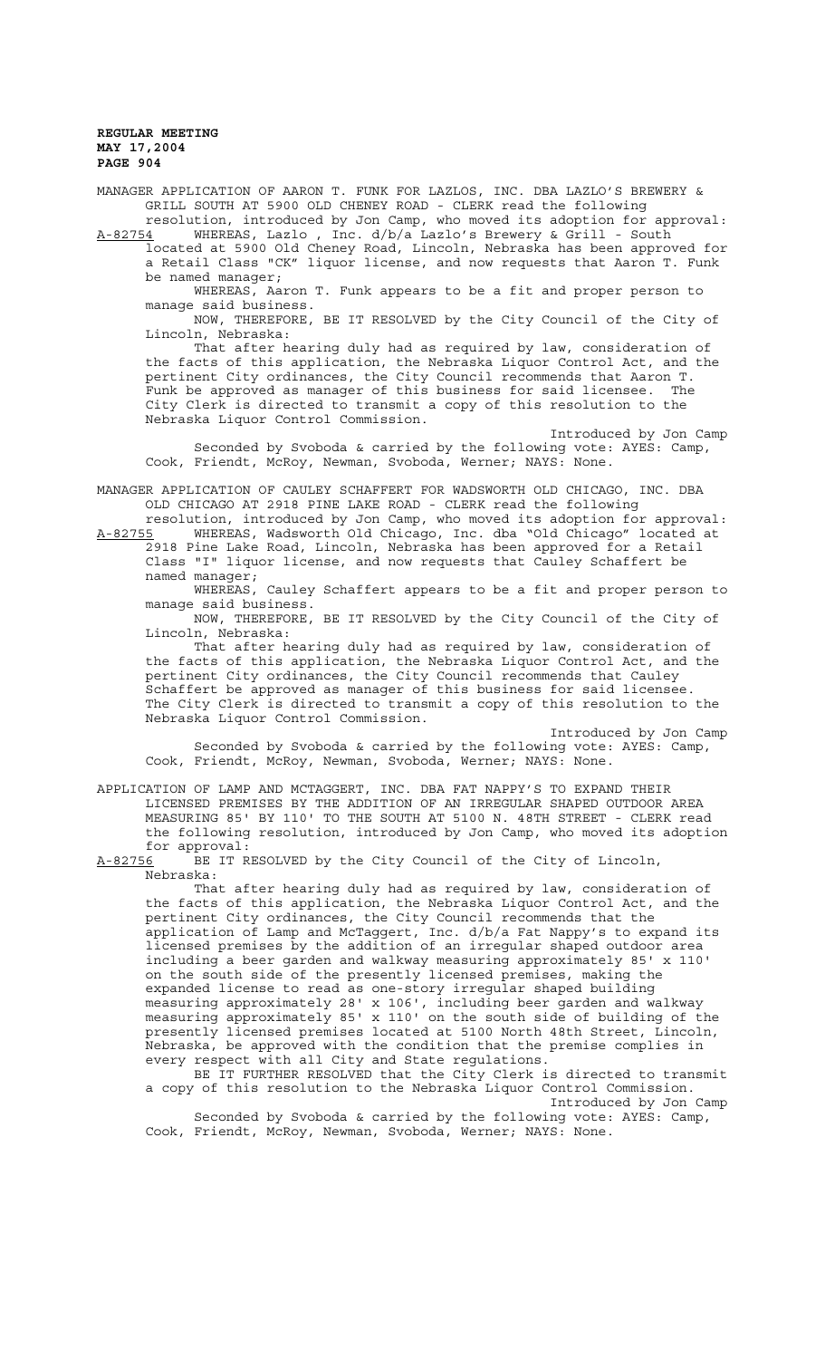MANAGER APPLICATION OF AARON T. FUNK FOR LAZLOS, INC. DBA LAZLO'S BREWERY & GRILL SOUTH AT 5900 OLD CHENEY ROAD - CLERK read the following resolution, introduced by Jon Camp, who moved its adoption for approval:

A-82754 WHEREAS, Lazlo , Inc. d/b/a Lazlo's Brewery & Grill - South located at 5900 Old Cheney Road, Lincoln, Nebraska has been approved for a Retail Class "CK" liquor license, and now requests that Aaron T. Funk be named manager;

WHEREAS, Aaron T. Funk appears to be a fit and proper person to manage said business.

NOW, THEREFORE, BE IT RESOLVED by the City Council of the City of Lincoln, Nebraska:

That after hearing duly had as required by law, consideration of the facts of this application, the Nebraska Liquor Control Act, and the pertinent City ordinances, the City Council recommends that Aaron T. Funk be approved as manager of this business for said licensee. The City Clerk is directed to transmit a copy of this resolution to the Nebraska Liquor Control Commission.

Introduced by Jon Camp

Seconded by Svoboda & carried by the following vote: AYES: Camp, Cook, Friendt, McRoy, Newman, Svoboda, Werner; NAYS: None.

MANAGER APPLICATION OF CAULEY SCHAFFERT FOR WADSWORTH OLD CHICAGO, INC. DBA OLD CHICAGO AT 2918 PINE LAKE ROAD - CLERK read the following resolution, introduced by Jon Camp, who moved its adoption for approval:

A-82755 WHEREAS, Wadsworth Old Chicago, Inc. dba "Old Chicago" located at 2918 Pine Lake Road, Lincoln, Nebraska has been approved for a Retail Class "I" liquor license, and now requests that Cauley Schaffert be named manager;

WHEREAS, Cauley Schaffert appears to be a fit and proper person to manage said business.

NOW, THEREFORE, BE IT RESOLVED by the City Council of the City of Lincoln, Nebraska:

That after hearing duly had as required by law, consideration of the facts of this application, the Nebraska Liquor Control Act, and the pertinent City ordinances, the City Council recommends that Cauley Schaffert be approved as manager of this business for said licensee. The City Clerk is directed to transmit a copy of this resolution to the Nebraska Liquor Control Commission.

Introduced by Jon Camp

Seconded by Svoboda & carried by the following vote: AYES: Camp, Cook, Friendt, McRoy, Newman, Svoboda, Werner; NAYS: None.

APPLICATION OF LAMP AND MCTAGGERT, INC. DBA FAT NAPPY'S TO EXPAND THEIR LICENSED PREMISES BY THE ADDITION OF AN IRREGULAR SHAPED OUTDOOR AREA MEASURING 85' BY 110' TO THE SOUTH AT 5100 N. 48TH STREET - CLERK read the following resolution, introduced by Jon Camp, who moved its adoption for approval:

A-82756 BE IT RESOLVED by the City Council of the City of Lincoln, Nebraska:

That after hearing duly had as required by law, consideration of the facts of this application, the Nebraska Liquor Control Act, and the pertinent City ordinances, the City Council recommends that the application of Lamp and McTaggert, Inc. d/b/a Fat Nappy's to expand its licensed premises by the addition of an irregular shaped outdoor area including a beer garden and walkway measuring approximately 85' x 110' on the south side of the presently licensed premises, making the expanded license to read as one-story irregular shaped building measuring approximately 28' x 106', including beer garden and walkway measuring approximately 85' x 110' on the south side of building of the presently licensed premises located at 5100 North 48th Street, Lincoln, Nebraska, be approved with the condition that the premise complies in every respect with all City and State regulations.

BE IT FURTHER RESOLVED that the City Clerk is directed to transmit a copy of this resolution to the Nebraska Liquor Control Commission.

Introduced by Jon Camp

Seconded by Svoboda & carried by the following vote: AYES: Camp, Cook, Friendt, McRoy, Newman, Svoboda, Werner; NAYS: None.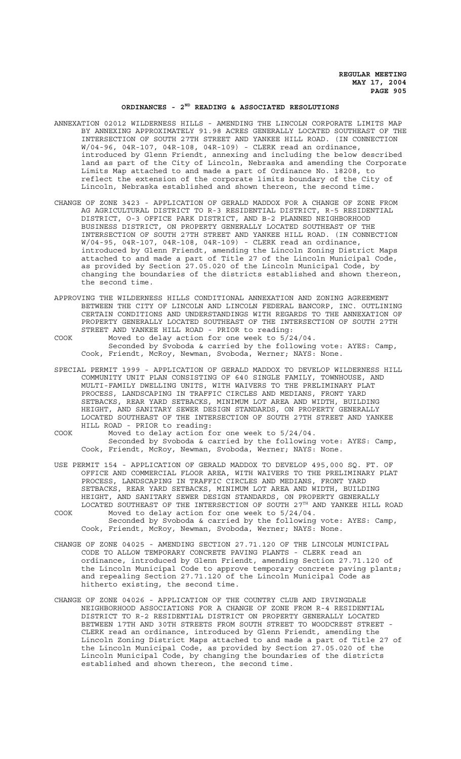## ORDINANCES - 2[ND] READING & ASSOCIATED RESOLUTIONS

ANNEXATION 02012 WILDERNESS HILLS - AMENDING THE LINCOLN CORPORATE LIMITS MAP BY ANNEXING APPROXIMATELY 91.98 ACRES GENERALLY LOCATED SOUTHEAST OF THE INTERSECTION OF SOUTH 27TH STREET AND YANKEE HILL ROAD. (IN CONNECTION W/04-96, 04R-107, 04R-108, 04R-109) - CLERK read an ordinance, introduced by Glenn Friendt, annexing and including the below described land as part of the City of Lincoln, Nebraska and amending the Corporate Limits Map attached to and made a part of Ordinance No. 18208, to reflect the extension of the corporate limits boundary of the City of Lincoln, Nebraska established and shown thereon, the second time.

CHANGE OF ZONE 3423 - APPLICATION OF GERALD MADDOX FOR A CHANGE OF ZONE FROM AG AGRICULTURAL DISTRICT TO R-3 RESIDENTIAL DISTRICT, R-5 RESIDENTIAL DISTRICT, O-3 OFFICE PARK DISTRICT, AND B-2 PLANNED NEIGHBORHOOD BUSINESS DISTRICT, ON PROPERTY GENERALLY LOCATED SOUTHEAST OF THE INTERSECTION OF SOUTH 27TH STREET AND YANKEE HILL ROAD. (IN CONNECTION W/04-95, 04R-107, 04R-108, 04R-109) - CLERK read an ordinance, introduced by Glenn Friendt, amending the Lincoln Zoning District Maps attached to and made a part of Title 27 of the Lincoln Municipal Code, as provided by Section 27.05.020 of the Lincoln Municipal Code, by changing the boundaries of the districts established and shown thereon, the second time.

APPROVING THE WILDERNESS HILLS CONDITIONAL ANNEXATION AND ZONING AGREEMENT BETWEEN THE CITY OF LINCOLN AND LINCOLN FEDERAL BANCORP, INC. OUTLINING CERTAIN CONDITIONS AND UNDERSTANDINGS WITH REGARDS TO THE ANNEXATION OF PROPERTY GENERALLY LOCATED SOUTHEAST OF THE INTERSECTION OF SOUTH 27TH STREET AND YANKEE HILL ROAD - PRIOR to reading:

COOK Moved to delay action for one week to 5/24/04.
Seconded by Svoboda & carried by the following vote: AYES: Camp, Cook, Friendt, McRoy, Newman, Svoboda, Werner; NAYS: None.

SPECIAL PERMIT 1999 - APPLICATION OF GERALD MADDOX TO DEVELOP WILDERNESS HILL COMMUNITY UNIT PLAN CONSISTING OF 640 SINGLE FAMILY, TOWNHOUSE, AND MULTI-FAMILY DWELLING UNITS, WITH WAIVERS TO THE PRELIMINARY PLAT PROCESS, LANDSCAPING IN TRAFFIC CIRCLES AND MEDIANS, FRONT YARD SETBACKS, REAR YARD SETBACKS, MINIMUM LOT AREA AND WIDTH, BUILDING HEIGHT, AND SANITARY SEWER DESIGN STANDARDS, ON PROPERTY GENERALLY LOCATED SOUTHEAST OF THE INTERSECTION OF SOUTH 27TH STREET AND YANKEE HILL ROAD - PRIOR to reading:

COOK Moved to delay action for one week to 5/24/04.
Seconded by Svoboda & carried by the following vote: AYES: Camp, Cook, Friendt, McRoy, Newman, Svoboda, Werner; NAYS: None.

USE PERMIT 154 - APPLICATION OF GERALD MADDOX TO DEVELOP 495,000 SQ. FT. OF OFFICE AND COMMERCIAL FLOOR AREA, WITH WAIVERS TO THE PRELIMINARY PLAT PROCESS, LANDSCAPING IN TRAFFIC CIRCLES AND MEDIANS, FRONT YARD SETBACKS, REAR YARD SETBACKS, MINIMUM LOT AREA AND WIDTH, BUILDING HEIGHT, AND SANITARY SEWER DESIGN STANDARDS, ON PROPERTY GENERALLY LOCATED SOUTHEAST OF THE INTERSECTION OF SOUTH 27[TH] AND YANKEE HILL ROAD

COOK Moved to delay action for one week to 5/24/04.
Seconded by Svoboda & carried by the following vote: AYES: Camp, Cook, Friendt, McRoy, Newman, Svoboda, Werner; NAYS: None.

CHANGE OF ZONE 04025 - AMENDING SECTION 27.71.120 OF THE LINCOLN MUNICIPAL CODE TO ALLOW TEMPORARY CONCRETE PAVING PLANTS - CLERK read an ordinance, introduced by Glenn Friendt, amending Section 27.71.120 of the Lincoln Municipal Code to approve temporary concrete paving plants; and repealing Section 27.71.120 of the Lincoln Municipal Code as hitherto existing, the second time.

CHANGE OF ZONE 04026 - APPLICATION OF THE COUNTRY CLUB AND IRVINGDALE NEIGHBORHOOD ASSOCIATIONS FOR A CHANGE OF ZONE FROM R-4 RESIDENTIAL DISTRICT TO R-2 RESIDENTIAL DISTRICT ON PROPERTY GENERALLY LOCATED BETWEEN 17TH AND 30TH STREETS FROM SOUTH STREET TO WOODCREST STREET - CLERK read an ordinance, introduced by Glenn Friendt, amending the Lincoln Zoning District Maps attached to and made a part of Title 27 of the Lincoln Municipal Code, as provided by Section 27.05.020 of the Lincoln Municipal Code, by changing the boundaries of the districts established and shown thereon, the second time.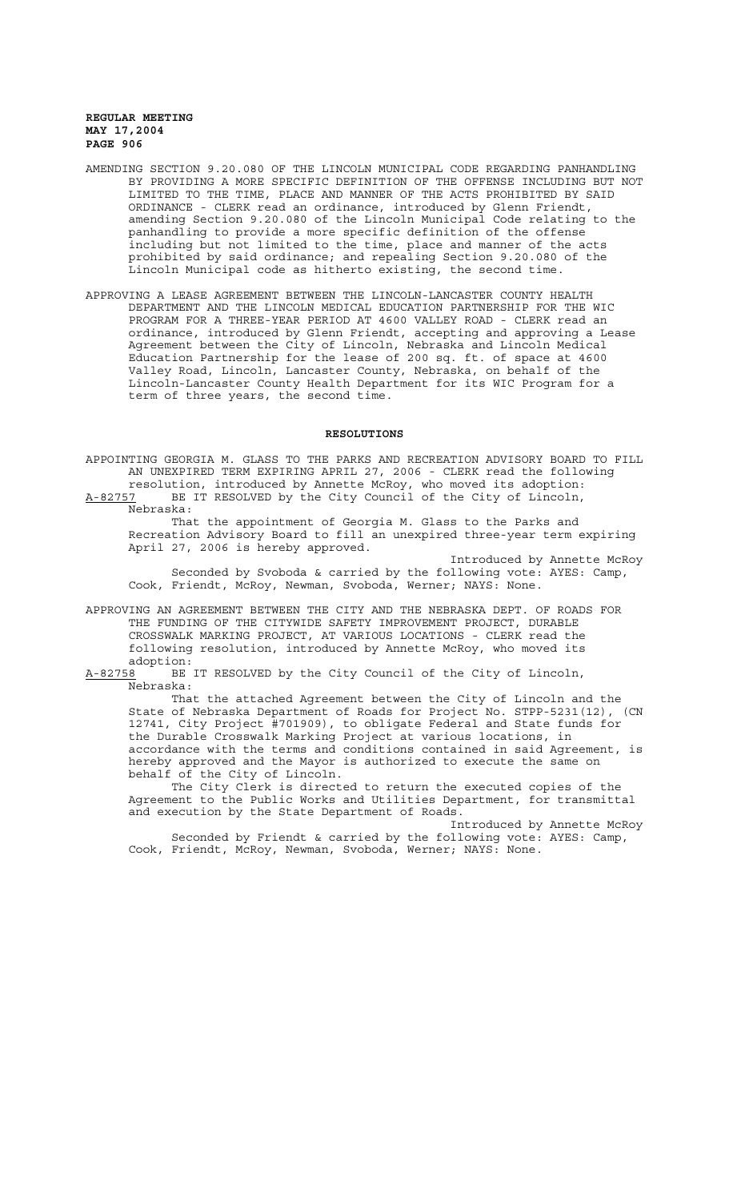AMENDING SECTION 9.20.080 OF THE LINCOLN MUNICIPAL CODE REGARDING PANHANDLING BY PROVIDING A MORE SPECIFIC DEFINITION OF THE OFFENSE INCLUDING BUT NOT LIMITED TO THE TIME, PLACE AND MANNER OF THE ACTS PROHIBITED BY SAID ORDINANCE - CLERK read an ordinance, introduced by Glenn Friendt, amending Section 9.20.080 of the Lincoln Municipal Code relating to the panhandling to provide a more specific definition of the offense including but not limited to the time, place and manner of the acts prohibited by said ordinance; and repealing Section 9.20.080 of the Lincoln Municipal code as hitherto existing, the second time.

APPROVING A LEASE AGREEMENT BETWEEN THE LINCOLN-LANCASTER COUNTY HEALTH DEPARTMENT AND THE LINCOLN MEDICAL EDUCATION PARTNERSHIP FOR THE WIC PROGRAM FOR A THREE-YEAR PERIOD AT 4600 VALLEY ROAD - CLERK read an ordinance, introduced by Glenn Friendt, accepting and approving a Lease Agreement between the City of Lincoln, Nebraska and Lincoln Medical Education Partnership for the lease of 200 sq. ft. of space at 4600 Valley Road, Lincoln, Lancaster County, Nebraska, on behalf of the Lincoln-Lancaster County Health Department for its WIC Program for a term of three years, the second time.

## RESOLUTIONS

APPOINTING GEORGIA M. GLASS TO THE PARKS AND RECREATION ADVISORY BOARD TO FILL AN UNEXPIRED TERM EXPIRING APRIL 27, 2006 - CLERK read the following resolution, introduced by Annette McRoy, who moved its adoption:

A-82757 BE IT RESOLVED by the City Council of the City of Lincoln, Nebraska:

That the appointment of Georgia M. Glass to the Parks and Recreation Advisory Board to fill an unexpired three-year term expiring April 27, 2006 is hereby approved.

Introduced by Annette McRoy

Seconded by Svoboda & carried by the following vote: AYES: Camp, Cook, Friendt, McRoy, Newman, Svoboda, Werner; NAYS: None.

APPROVING AN AGREEMENT BETWEEN THE CITY AND THE NEBRASKA DEPT. OF ROADS FOR THE FUNDING OF THE CITYWIDE SAFETY IMPROVEMENT PROJECT, DURABLE CROSSWALK MARKING PROJECT, AT VARIOUS LOCATIONS - CLERK read the following resolution, introduced by Annette McRoy, who moved its adoption:

A-82758 BE IT RESOLVED by the City Council of the City of Lincoln, Nebraska:

That the attached Agreement between the City of Lincoln and the State of Nebraska Department of Roads for Project No. STPP-5231(12), (CN 12741, City Project #701909), to obligate Federal and State funds for the Durable Crosswalk Marking Project at various locations, in accordance with the terms and conditions contained in said Agreement, is hereby approved and the Mayor is authorized to execute the same on behalf of the City of Lincoln.

The City Clerk is directed to return the executed copies of the Agreement to the Public Works and Utilities Department, for transmittal and execution by the State Department of Roads.

Introduced by Annette McRoy

Seconded by Friendt & carried by the following vote: AYES: Camp, Cook, Friendt, McRoy, Newman, Svoboda, Werner; NAYS: None.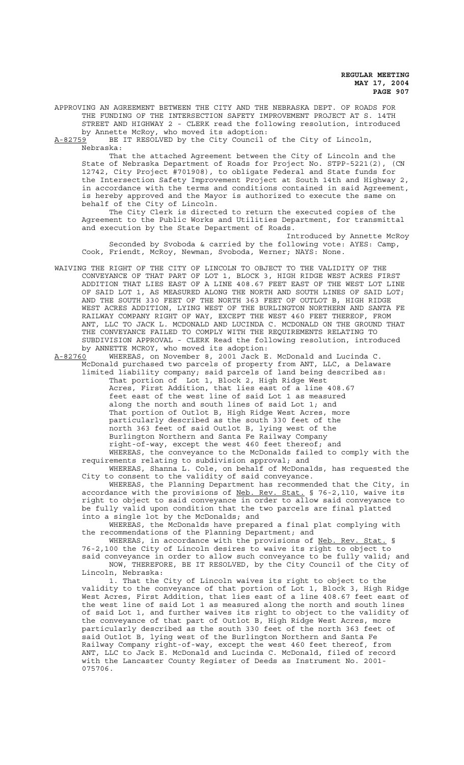APPROVING AN AGREEMENT BETWEEN THE CITY AND THE NEBRASKA DEPT. OF ROADS FOR THE FUNDING OF THE INTERSECTION SAFETY IMPROVEMENT PROJECT AT S. 14TH STREET AND HIGHWAY 2 - CLERK read the following resolution, introduced by Annette McRoy, who moved its adoption:

A-82759 BE IT RESOLVED by the City Council of the City of Lincoln, Nebraska:

That the attached Agreement between the City of Lincoln and the State of Nebraska Department of Roads for Project No. STPP-5221(2), (CN 12742, City Project #701908), to obligate Federal and State funds for the Intersection Safety Improvement Project at South 14th and Highway 2, in accordance with the terms and conditions contained in said Agreement, is hereby approved and the Mayor is authorized to execute the same on behalf of the City of Lincoln.

The City Clerk is directed to return the executed copies of the Agreement to the Public Works and Utilities Department, for transmittal and execution by the State Department of Roads.

Introduced by Annette McRoy

Seconded by Svoboda & carried by the following vote: AYES: Camp, Cook, Friendt, McRoy, Newman, Svoboda, Werner; NAYS: None.

WAIVING THE RIGHT OF THE CITY OF LINCOLN TO OBJECT TO THE VALIDITY OF THE CONVEYANCE OF THAT PART OF LOT 1, BLOCK 3, HIGH RIDGE WEST ACRES FIRST ADDITION THAT LIES EAST OF A LINE 408.67 FEET EAST OF THE WEST LOT LINE OF SAID LOT 1, AS MEASURED ALONG THE NORTH AND SOUTH LINES OF SAID LOT; AND THE SOUTH 330 FEET OF THE NORTH 363 FEET OF OUTLOT B, HIGH RIDGE WEST ACRES ADDITION, LYING WEST OF THE BURLINGTON NORTHERN AND SANTA FE RAILWAY COMPANY RIGHT OF WAY, EXCEPT THE WEST 460 FEET THEREOF, FROM ANT, LLC TO JACK L. MCDONALD AND LUCINDA C. MCDONALD ON THE GROUND THAT THE CONVEYANCE FAILED TO COMPLY WITH THE REQUIREMENTS RELATING TO SUBDIVISION APPROVAL - CLERK Read the following resolution, introduced by ANNETTE MCROY, who moved its adoption:

A-82760 WHEREAS, on November 8, 2001 Jack E. McDonald and Lucinda C. McDonald purchased two parcels of property from ANT, LLC, a Delaware limited liability company; said parcels of land being described as:

That portion of Lot 1, Block 2, High Ridge West Acres, First Addition, that lies east of a line 408.67 feet east of the west line of said Lot 1 as measured along the north and south lines of said Lot 1; and That portion of Outlot B, High Ridge West Acres, more particularly described as the south 330 feet of the north 363 feet of said Outlot B, lying west of the Burlington Northern and Santa Fe Railway Company right-of-way, except the west 460 feet thereof; and

WHEREAS, the conveyance to the McDonalds failed to comply with the requirements relating to subdivision approval; and

WHEREAS, Shanna L. Cole, on behalf of McDonalds, has requested the City to consent to the validity of said conveyance.

WHEREAS, the Planning Department has recommended that the City, in accordance with the provisions of Neb. Rev. Stat. § 76-2,110, waive its right to object to said conveyance in order to allow said conveyance to be fully valid upon condition that the two parcels are final platted into a single lot by the McDonalds; and

WHEREAS, the McDonalds have prepared a final plat complying with the recommendations of the Planning Department; and

WHEREAS, in accordance with the provisions of Neb. Rev. Stat. § 76-2,100 the City of Lincoln desires to waive its right to object to said conveyance in order to allow such conveyance to be fully valid; and

NOW, THEREFORE, BE IT RESOLVED, by the City Council of the City of Lincoln, Nebraska:

1. That the City of Lincoln waives its right to object to the validity to the conveyance of that portion of Lot 1, Block 3, High Ridge West Acres, First Addition, that lies east of a line 408.67 feet east of the west line of said Lot 1 as measured along the north and south lines of said Lot 1, and further waives its right to object to the validity of the conveyance of that part of Outlot B, High Ridge West Acres, more particularly described as the south 330 feet of the north 363 feet of said Outlot B, lying west of the Burlington Northern and Santa Fe Railway Company right-of-way, except the west 460 feet thereof, from ANT, LLC to Jack E. McDonald and Lucinda C. McDonald, filed of record with the Lancaster County Register of Deeds as Instrument No. 2001-075706.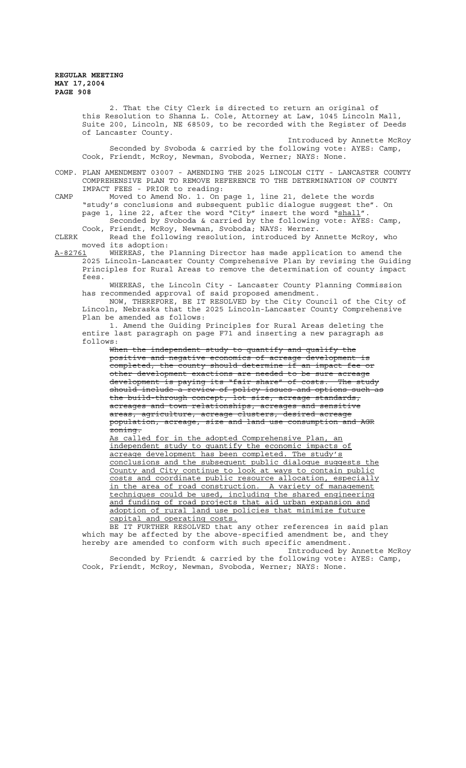2. That the City Clerk is directed to return an original of this Resolution to Shanna L. Cole, Attorney at Law, 1045 Lincoln Mall, Suite 200, Lincoln, NE 68509, to be recorded with the Register of Deeds of Lancaster County.

Introduced by Annette McRoy

Seconded by Svoboda & carried by the following vote: AYES: Camp, Cook, Friendt, McRoy, Newman, Svoboda, Werner; NAYS: None.

COMP. PLAN AMENDMENT 03007 - AMENDING THE 2025 LINCOLN CITY - LANCASTER COUNTY COMPREHENSIVE PLAN TO REMOVE REFERENCE TO THE DETERMINATION OF COUNTY IMPACT FEES - PRIOR to reading:

CAMP Moved to Amend No. 1. On page 1, line 21, delete the words "study's conclusions and subsequent public dialogue suggest the". On page 1, line 22, after the word "City" insert the word "shall".

Seconded by Svoboda & carried by the following vote: AYES: Camp, Cook, Friendt, McRoy, Newman, Svoboda; NAYS: Werner.

CLERK Read the following resolution, introduced by Annette McRoy, who moved its adoption:

A-82761 WHEREAS, the Planning Director has made application to amend the 2025 Lincoln-Lancaster County Comprehensive Plan by revising the Guiding Principles for Rural Areas to remove the determination of county impact fees.

WHEREAS, the Lincoln City - Lancaster County Planning Commission has recommended approval of said proposed amendment.

NOW, THEREFORE, BE IT RESOLVED by the City Council of the City of Lincoln, Nebraska that the 2025 Lincoln-Lancaster County Comprehensive Plan be amended as follows:

1. Amend the Guiding Principles for Rural Areas deleting the entire last paragraph on page F71 and inserting a new paragraph as follows:

~~When the independent study to quantify and qualify the positive and negative economics of acreage development is completed, the county should determine if an impact fee or other development exactions are needed to be sure acreage development is paying its "fair share" of costs. The study should include a review of policy issues and options such as the build-through concept, lot size, acreage standards, acreages and town relationships, acreages and sensitive areas, agriculture, acreage clusters, desired acreage population, acreage, size and land use consumption and AGR zoning.~~

As called for in the adopted Comprehensive Plan, an independent study to quantify the economic impacts of acreage development has been completed. The study's conclusions and the subsequent public dialogue suggests the County and City continue to look at ways to contain public costs and coordinate public resource allocation, especially in the area of road construction. A variety of management techniques could be used, including the shared engineering and funding of road projects that aid urban expansion and adoption of rural land use policies that minimize future capital and operating costs.

BE IT FURTHER RESOLVED that any other references in said plan which may be affected by the above-specified amendment be, and they hereby are amended to conform with such specific amendment.

Introduced by Annette McRoy

Seconded by Friendt & carried by the following vote: AYES: Camp, Cook, Friendt, McRoy, Newman, Svoboda, Werner; NAYS: None.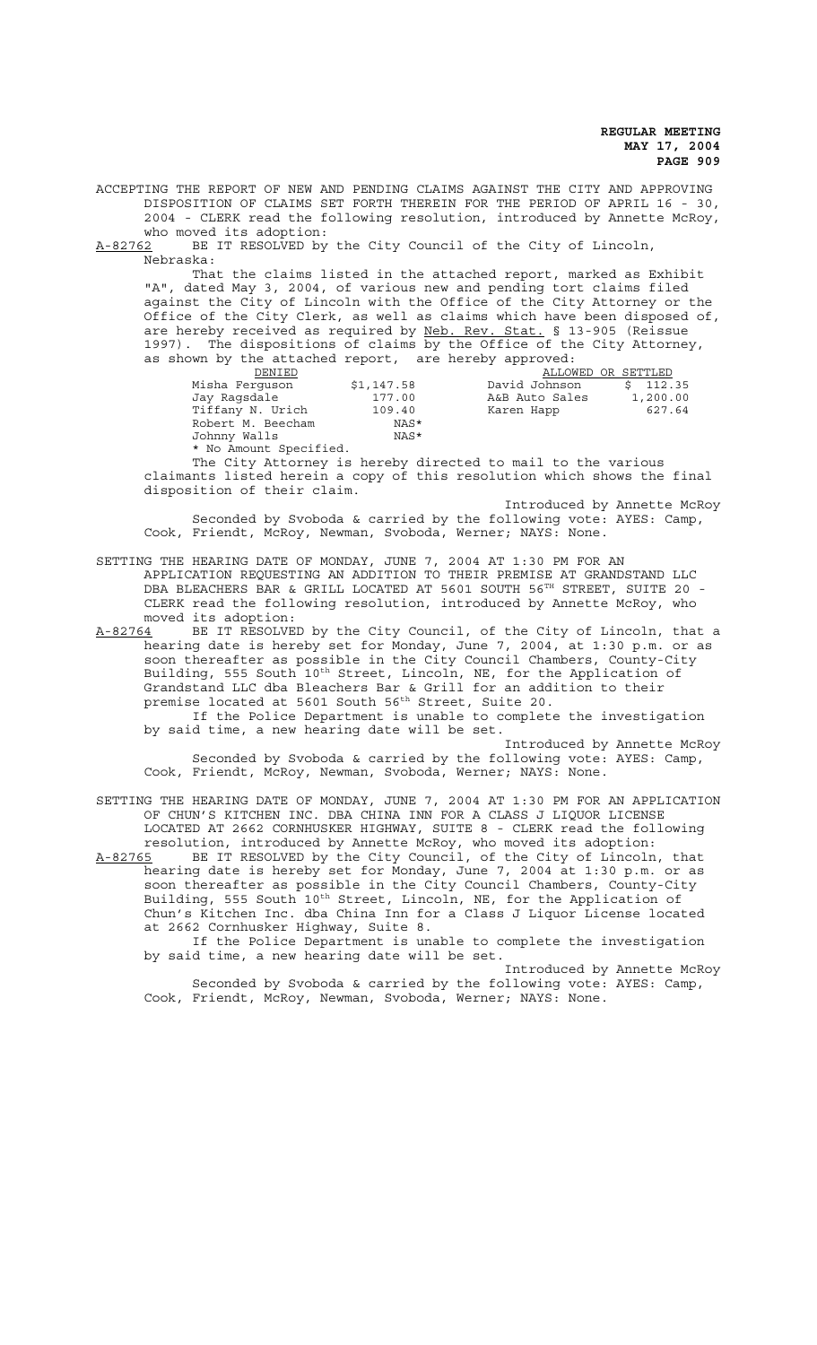ACCEPTING THE REPORT OF NEW AND PENDING CLAIMS AGAINST THE CITY AND APPROVING DISPOSITION OF CLAIMS SET FORTH THEREIN FOR THE PERIOD OF APRIL 16 - 30, 2004 - CLERK read the following resolution, introduced by Annette McRoy, who moved its adoption:

A-82762 BE IT RESOLVED by the City Council of the City of Lincoln, Nebraska:

That the claims listed in the attached report, marked as Exhibit "A", dated May 3, 2004, of various new and pending tort claims filed against the City of Lincoln with the Office of the City Attorney or the Office of the City Clerk, as well as claims which have been disposed of, are hereby received as required by Neb. Rev. Stat. § 13-905 (Reissue 1997). The dispositions of claims by the Office of the City Attorney, as shown by the attached report, are hereby approved:

| DENIED | | ALLOWED OR SETTLED | |
|---|---|---|---|
| Misha Ferguson | $1,147.58 | David Johnson | $ 112.35 |
| Jay Ragsdale | 177.00 | A&B Auto Sales | 1,200.00 |
| Tiffany N. Urich | 109.40 | Karen Happ | 627.64 |
| Robert M. Beecham | NAS* | | |
| Johnny Walls | NAS* | | |

* No Amount Specified.

The City Attorney is hereby directed to mail to the various claimants listed herein a copy of this resolution which shows the final disposition of their claim.

Introduced by Annette McRoy

Seconded by Svoboda & carried by the following vote: AYES: Camp, Cook, Friendt, McRoy, Newman, Svoboda, Werner; NAYS: None.

SETTING THE HEARING ON MONDAY, JUNE 7, 2004 AT 1:30 PM FOR AN APPLICATION REQUESTING AN ADDITION TO THEIR PREMISE AT GRANDSTAND LLC DBA BLEACHERS BAR & GRILL LOCATED AT 5601 SOUTH 56TH STREET, SUITE 20 - CLERK read the following resolution, introduced by Annette McRoy, who moved its adoption:

A-82764 BE IT RESOLVED by the City Council, of the City of Lincoln, that a hearing date is hereby set for Monday, June 7, 2004, at 1:30 p.m. or as soon thereafter as possible in the City Council Chambers, County-City Building, 555 South 10th Street, Lincoln, NE, for the Application of Grandstand LLC dba Bleachers Bar & Grill for an addition to their premise located at 5601 South 56th Street, Suite 20.

If the Police Department is unable to complete the investigation by said time, a new hearing date will be set.

Introduced by Annette McRoy

Seconded by Svoboda & carried by the following vote: AYES: Camp, Cook, Friendt, McRoy, Newman, Svoboda, Werner; NAYS: None.

SETTING THE HEARING DATE OF MONDAY, JUNE 7, 2004 AT 1:30 PM FOR AN APPLICATION OF CHUN'S KITCHEN INC. DBA CHINA INN FOR A CLASS J LIQUOR LICENSE LOCATED AT 2662 CORNHUSKER HIGHWAY, SUITE 8 - CLERK read the following resolution, introduced by Annette McRoy, who moved its adoption:

A-82765 BE IT RESOLVED by the City Council, of the City of Lincoln, that hearing date is hereby set for Monday, June 7, 2004 at 1:30 p.m. or as soon thereafter as possible in the City Council Chambers, County-City Building, 555 South 10th Street, Lincoln, NE, for the Application of Chun's Kitchen Inc. dba China Inn for a Class J Liquor License located at 2662 Cornhusker Highway, Suite 8.

If the Police Department is unable to complete the investigation by said time, a new hearing date will be set.

Introduced by Annette McRoy

Seconded by Svoboda & carried by the following vote: AYES: Camp, Cook, Friendt, McRoy, Newman, Svoboda, Werner; NAYS: None.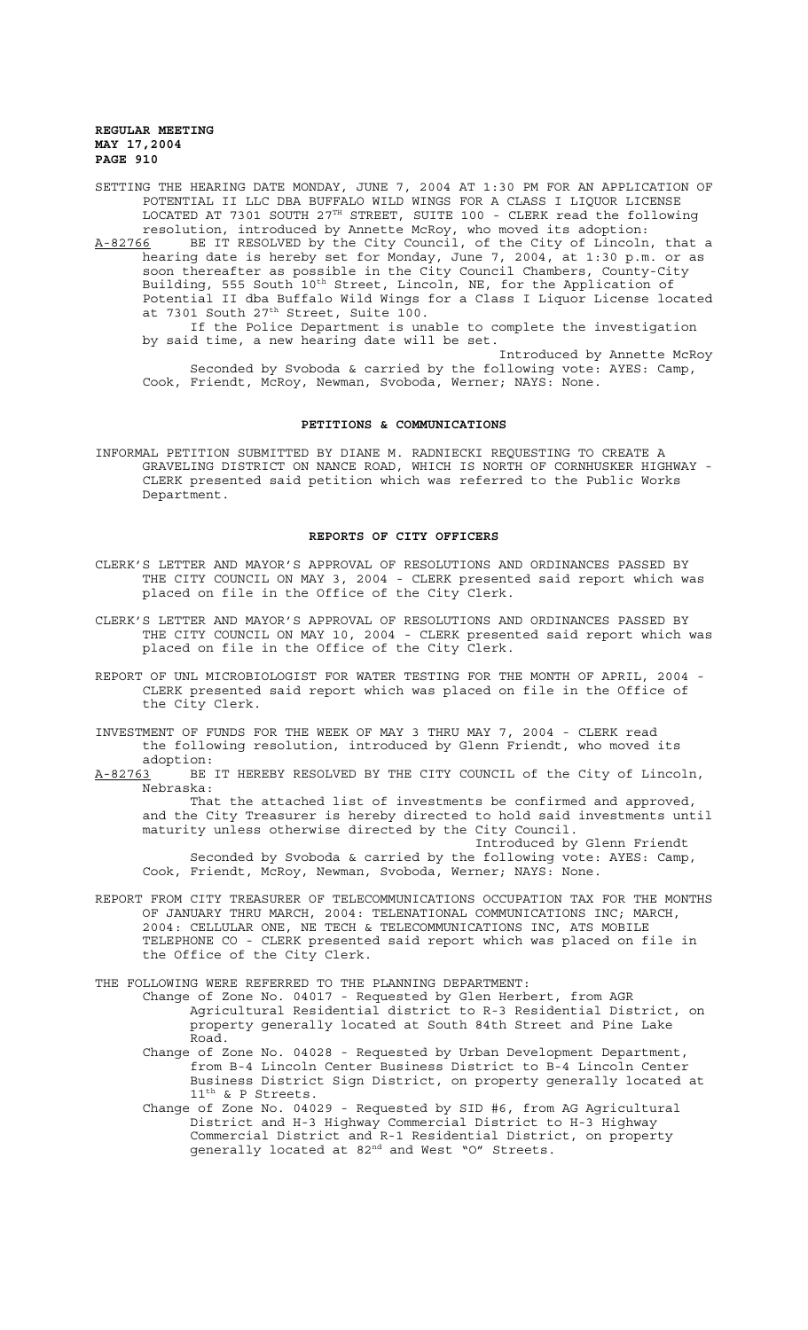SETTING THE HEARING DATE MONDAY, JUNE 7, 2004 AT 1:30 PM FOR AN APPLICATION OF POTENTIAL II LLC DBA BUFFALO WILD WINGS FOR A CLASS I LIQUOR LICENSE LOCATED AT 7301 SOUTH 27TH STREET, SUITE 100 - CLERK read the following resolution, introduced by Annette McRoy, who moved its adoption:

A-82766 BE IT RESOLVED by the City Council, of the City of Lincoln, that a hearing date is hereby set for Monday, June 7, 2004, at 1:30 p.m. or as soon thereafter as possible in the City Council Chambers, County-City Building, 555 South 10th Street, Lincoln, NE, for the Application of Potential II dba Buffalo Wild Wings for a Class I Liquor License located at 7301 South 27th Street, Suite 100.

If the Police Department is unable to complete the investigation by said time, a new hearing date will be set.

Introduced by Annette McRoy

Seconded by Svoboda & carried by the following vote: AYES: Camp, Cook, Friendt, McRoy, Newman, Svoboda, Werner; NAYS: None.

## PETITIONS & COMMUNICATIONS

INFORMAL PETITION SUBMITTED BY DIANE M. RADNIECKI REQUESTING TO CREATE A GRAVELING DISTRICT ON NANCE ROAD, WHICH IS NORTH OF CORNHUSKER HIGHWAY - CLERK presented said petition which was referred to the Public Works Department.

## REPORTS OF CITY OFFICERS

CLERK'S LETTER AND MAYOR'S APPROVAL OF RESOLUTIONS AND ORDINANCES PASSED BY THE CITY COUNCIL ON MAY 3, 2004 - CLERK presented said report which was placed on file in the Office of the City Clerk.

CLERK'S LETTER AND MAYOR'S APPROVAL OF RESOLUTIONS AND ORDINANCES PASSED BY THE CITY COUNCIL ON MAY 10, 2004 - CLERK presented said report which was placed on file in the Office of the City Clerk.

REPORT OF UNL MICROBIOLOGIST FOR WATER TESTING FOR THE MONTH OF APRIL, 2004 - CLERK presented said report which was placed on file in the Office of the City Clerk.

INVESTMENT OF FUNDS FOR THE WEEK OF MAY 3 THRU MAY 7, 2004 - CLERK read the following resolution, introduced by Glenn Friendt, who moved its adoption:

A-82763 BE IT HEREBY RESOLVED BY THE CITY COUNCIL of the City of Lincoln, Nebraska:

That the attached list of investments be confirmed and approved, and the City Treasurer is hereby directed to hold said investments until maturity unless otherwise directed by the City Council.

Introduced by Glenn Friendt

Seconded by Svoboda & carried by the following vote: AYES: Camp, Cook, Friendt, McRoy, Newman, Svoboda, Werner; NAYS: None.

REPORT FROM CITY TREASURER OF TELECOMMUNICATIONS OCCUPATION TAX FOR THE MONTHS OF JANUARY THRU MARCH, 2004: TELENATIONAL COMMUNICATIONS INC; MARCH, 2004: CELLULAR ONE, NE TECH & TELECOMMUNICATIONS INC, ATS MOBILE TELEPHONE CO - CLERK presented said report which was placed on file in the Office of the City Clerk.

THE FOLLOWING WERE REFERRED TO THE PLANNING DEPARTMENT:

Change of Zone No. 04017 - Requested by Glen Herbert, from AGR Agricultural Residential district to R-3 Residential District, on property generally located at South 84th Street and Pine Lake Road.

Change of Zone No. 04028 - Requested by Urban Development Department, from B-4 Lincoln Center Business District to B-4 Lincoln Center Business District Sign District, on property generally located at 11th & P Streets.

Change of Zone No. 04029 - Requested by SID #6, from AG Agricultural District and H-3 Highway Commercial District to H-3 Highway Commercial District and R-1 Residential District, on property generally located at 82nd and West "O" Streets.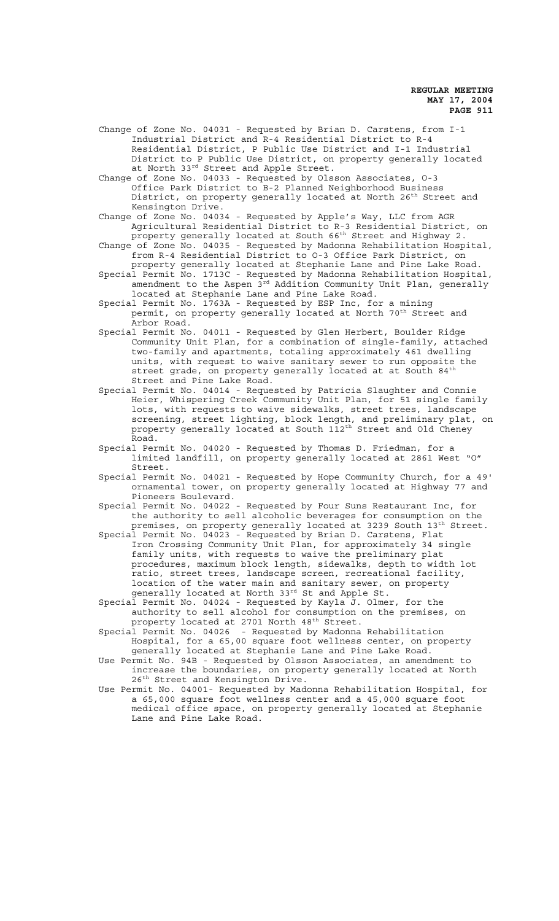Change of Zone No. 04031 - Requested by Brian D. Carstens, from I-1 Industrial District and R-4 Residential District to R-4 Residential District, P Public Use District and I-1 Industrial District to P Public Use District, on property generally located at North 33rd Street and Apple Street.

Change of Zone No. 04033 - Requested by Olsson Associates, O-3 Office Park District to B-2 Planned Neighborhood Business District, on property generally located at North 26th Street and Kensington Drive.

Change of Zone No. 04034 - Requested by Apple's Way, LLC from AGR Agricultural Residential District to R-3 Residential District, on property generally located at South 66th Street and Highway 2.

Change of Zone No. 04035 - Requested by Madonna Rehabilitation Hospital, from R-4 Residential District to O-3 Office Park District, on property generally located at Stephanie Lane and Pine Lake Road.

Special Permit No. 1713C - Requested by Madonna Rehabilitation Hospital, amendment to the Aspen 3rd Addition Community Unit Plan, generally located at Stephanie Lane and Pine Lake Road.

Special Permit No. 1763A - Requested by ESP Inc, for a mining permit, on property generally located at North 70th Street and Arbor Road.

Special Permit No. 04011 - Requested by Glen Herbert, Boulder Ridge Community Unit Plan, for a combination of single-family, attached two-family and apartments, totaling approximately 461 dwelling units, with request to waive sanitary sewer to run opposite the street grade, on property generally located at at South 84th Street and Pine Lake Road.

Special Permit No. 04014 - Requested by Patricia Slaughter and Connie Heier, Whispering Creek Community Unit Plan, for 51 single family lots, with requests to waive sidewalks, street trees, landscape screening, street lighting, block length, and preliminary plat, on property generally located at South 112th Street and Old Cheney Road.

Special Permit No. 04020 - Requested by Thomas D. Friedman, for a limited landfill, on property generally located at 2861 West "O" Street.

Special Permit No. 04021 - Requested by Hope Community Church, for a 49' ornamental tower, on property generally located at Highway 77 and Pioneers Boulevard.

Special Permit No. 04022 - Requested by Four Suns Restaurant Inc, for the authority to sell alcoholic beverages for consumption on the premises, on property generally located at 3239 South 13th Street.

Special Permit No. 04023 - Requested by Brian D. Carstens, Flat Iron Crossing Community Unit Plan, for approximately 34 single family units, with requests to waive the preliminary plat procedures, maximum block length, sidewalks, depth to width lot ratio, street trees, landscape screen, recreational facility, location of the water main and sanitary sewer, on property generally located at North 33rd St and Apple St.

Special Permit No. 04024 - Requested by Kayla J. Olmer, for the authority to sell alcohol for consumption on the premises, on property located at 2701 North 48th Street.

Special Permit No. 04026 - Requested by Madonna Rehabilitation Hospital, for a 65,00 square foot wellness center, on property generally located at Stephanie Lane and Pine Lake Road.

Use Permit No. 94B - Requested by Olsson Associates, an amendment to increase the boundaries, on property generally located at North 26th Street and Kensington Drive.

Use Permit No. 04001- Requested by Madonna Rehabilitation Hospital, for a 65,000 square foot wellness center and a 45,000 square foot medical office space, on property generally located at Stephanie Lane and Pine Lake Road.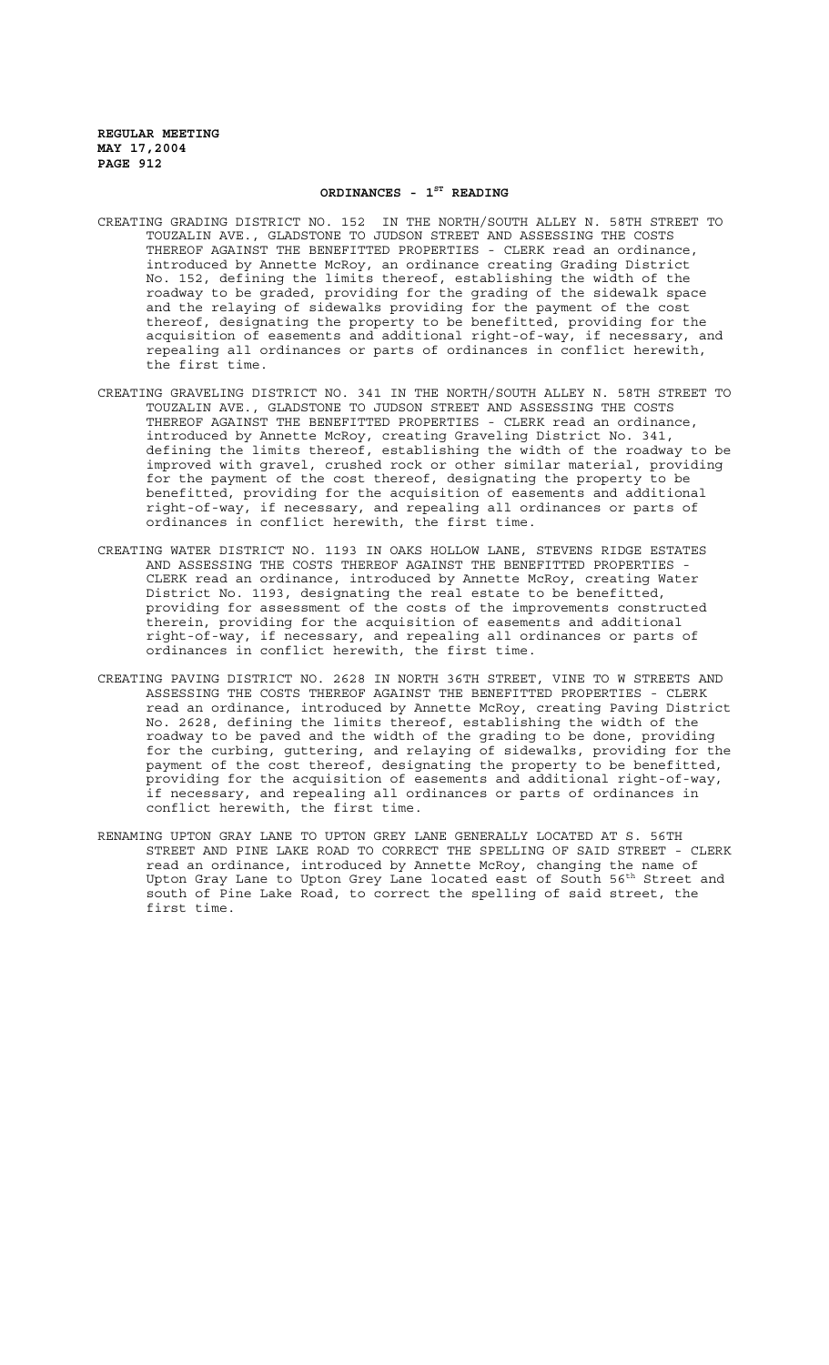## ORDINANCES - 1ST READING

CREATING GRADING DISTRICT NO. 152 IN THE NORTH/SOUTH ALLEY N. 58TH STREET TO TOUZALIN AVE., GLADSTONE TO JUDSON STREET AND ASSESSING THE COSTS THEREOF AGAINST THE BENEFITTED PROPERTIES - CLERK read an ordinance, introduced by Annette McRoy, an ordinance creating Grading District No. 152, defining the limits thereof, establishing the width of the roadway to be graded, providing for the grading of the sidewalk space and the relaying of sidewalks providing for the payment of the cost thereof, designating the property to be benefitted, providing for the acquisition of easements and additional right-of-way, if necessary, and repealing all ordinances or parts of ordinances in conflict herewith, the first time.

CREATING GRAVELING DISTRICT NO. 341 IN THE NORTH/SOUTH ALLEY N. 58TH STREET TO TOUZALIN AVE., GLADSTONE TO JUDSON STREET AND ASSESSING THE COSTS THEREOF AGAINST THE BENEFITTED PROPERTIES - CLERK read an ordinance, introduced by Annette McRoy, creating Graveling District No. 341, defining the limits thereof, establishing the width of the roadway to be improved with gravel, crushed rock or other similar material, providing for the payment of the cost thereof, designating the property to be benefitted, providing for the acquisition of easements and additional right-of-way, if necessary, and repealing all ordinances or parts of ordinances in conflict herewith, the first time.

CREATING WATER DISTRICT NO. 1193 IN OAKS HOLLOW LANE, STEVENS RIDGE ESTATES AND ASSESSING THE COSTS THEREOF AGAINST THE BENEFITTED PROPERTIES - CLERK read an ordinance, introduced by Annette McRoy, creating Water District No. 1193, designating the real estate to be benefitted, providing for assessment of the costs of the improvements constructed therein, providing for the acquisition of easements and additional right-of-way, if necessary, and repealing all ordinances or parts of ordinances in conflict herewith, the first time.

CREATING PAVING DISTRICT NO. 2628 IN NORTH 36TH STREET, VINE TO W STREETS AND ASSESSING THE COSTS THEREOF AGAINST THE BENEFITTED PROPERTIES - CLERK read an ordinance, introduced by Annette McRoy, creating Paving District No. 2628, defining the limits thereof, establishing the width of the roadway to be paved and the width of the grading to be done, providing for the curbing, guttering, and relaying of sidewalks, providing for the payment of the cost thereof, designating the property to be benefitted, providing for the acquisition of easements and additional right-of-way, if necessary, and repealing all ordinances or parts of ordinances in conflict herewith, the first time.

RENAMING UPTON GRAY LANE TO UPTON GREY LANE GENERALLY LOCATED AT S. 56TH STREET AND PINE LAKE ROAD TO CORRECT THE SPELLING OF SAID STREET - CLERK read an ordinance, introduced by Annette McRoy, changing the name of Upton Gray Lane to Upton Grey Lane located east of South 56th Street and south of Pine Lake Road, to correct the spelling of said street, the first time.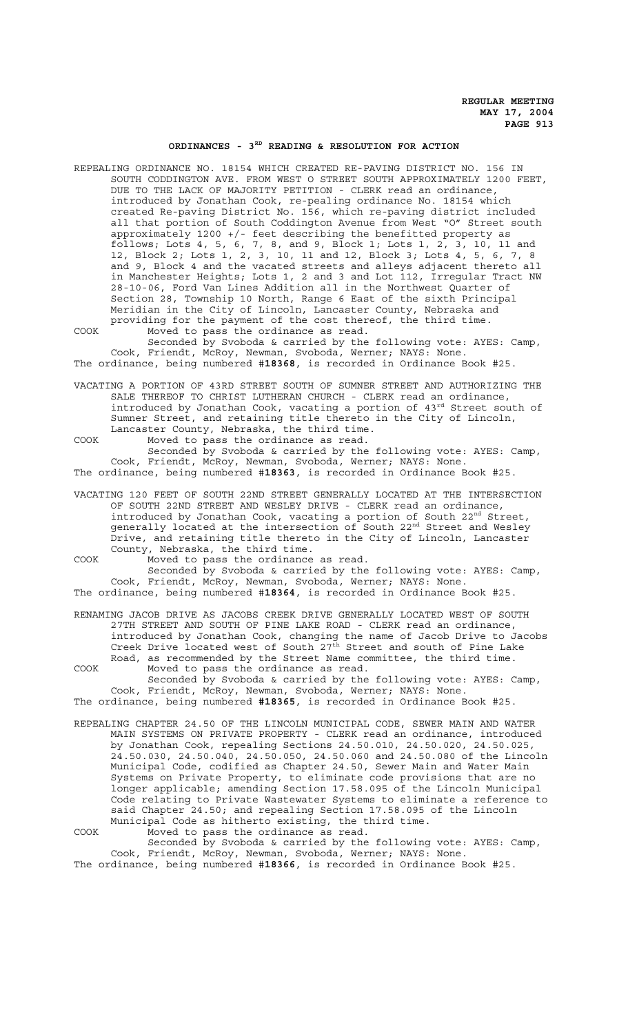## ORDINANCES - $3^{RD}$ READING & RESOLUTION FOR ACTION

REPEALING ORDINANCE NO. 18154 WHICH CREATED RE-PAVING DISTRICT NO. 156 IN SOUTH CODDINGTON AVE. FROM WEST O STREET SOUTH APPROXIMATELY 1200 FEET, DUE TO THE LACK OF MAJORITY PETITION - CLERK read an ordinance, introduced by Jonathan Cook, re-pealing ordinance No. 18154 which created Re-paving District No. 156, which re-paving district included all that portion of South Coddington Avenue from West "O" Street south approximately 1200 +/- feet describing the benefitted property as follows; Lots 4, 5, 6, 7, 8, and 9, Block 1; Lots 1, 2, 3, 10, 11 and 12, Block 2; Lots 1, 2, 3, 10, 11 and 12, Block 3; Lots 4, 5, 6, 7, 8 and 9, Block 4 and the vacated streets and alleys adjacent thereto all in Manchester Heights; Lots 1, 2 and 3 and Lot 112, Irregular Tract NW 28-10-06, Ford Van Lines Addition all in the Northwest Quarter of Section 28, Township 10 North, Range 6 East of the sixth Principal Meridian in the City of Lincoln, Lancaster County, Nebraska and providing for the payment of the cost thereof, the third time.

COOK Moved to pass the ordinance as read.

Seconded by Svoboda & carried by the following vote: AYES: Camp, Cook, Friendt, McRoy, Newman, Svoboda, Werner; NAYS: None.

The ordinance, being numbered #**18368**, is recorded in Ordinance Book #25.

VACATING A PORTION OF 43RD STREET SOUTH OF SUMNER STREET AND AUTHORIZING THE SALE THEREOF TO CHRIST LUTHERAN CHURCH - CLERK read an ordinance, introduced by Jonathan Cook, vacating a portion of $43^{rd}$ Street south of Sumner Street, and retaining title thereto in the City of Lincoln, Lancaster County, Nebraska, the third time.

COOK Moved to pass the ordinance as read.

Seconded by Svoboda & carried by the following vote: AYES: Camp, Cook, Friendt, McRoy, Newman, Svoboda, Werner; NAYS: None.

The ordinance, being numbered #**18363**, is recorded in Ordinance Book #25.

VACATING 120 FEET OF SOUTH 22ND STREET GENERALLY LOCATED AT THE INTERSECTION OF SOUTH 22ND STREET AND WESLEY DRIVE - CLERK read an ordinance, introduced by Jonathan Cook, vacating a portion of South $22^{nd}$ Street, generally located at the intersection of South $22^{nd}$ Street and Wesley Drive, and retaining title thereto in the City of Lincoln, Lancaster County, Nebraska, the third time.

COOK Moved to pass the ordinance as read.

Seconded by Svoboda & carried by the following vote: AYES: Camp, Cook, Friendt, McRoy, Newman, Svoboda, Werner; NAYS: None.

The ordinance, being numbered #**18364**, is recorded in Ordinance Book #25.

RENAMING JACOB DRIVE AS JACOBS CREEK DRIVE GENERALLY LOCATED WEST OF SOUTH 27TH STREET AND SOUTH OF PINE LAKE ROAD - CLERK read an ordinance, introduced by Jonathan Cook, changing the name of Jacob Drive to Jacobs Creek Drive located west of South $27^{th}$ Street and south of Pine Lake Road, as recommended by the Street Name committee, the third time.

COOK Moved to pass the ordinance as read.

Seconded by Svoboda & carried by the following vote: AYES: Camp, Cook, Friendt, McRoy, Newman, Svoboda, Werner; NAYS: None.

The ordinance, being numbered **#18365**, is recorded in Ordinance Book #25.

REPEALING CHAPTER 24.50 OF THE LINCOLN MUNICIPAL CODE, SEWER MAIN AND WATER MAIN SYSTEMS ON PRIVATE PROPERTY - CLERK read an ordinance, introduced by Jonathan Cook, repealing Sections 24.50.010, 24.50.020, 24.50.025, 24.50.030, 24.50.040, 24.50.050, 24.50.060 and 24.50.080 of the Lincoln Municipal Code, codified as Chapter 24.50, Sewer Main and Water Main Systems on Private Property, to eliminate code provisions that are no longer applicable; amending Section 17.58.095 of the Lincoln Municipal Code relating to Private Wastewater Systems to eliminate a reference to said Chapter 24.50; and repealing Section 17.58.095 of the Lincoln Municipal Code as hitherto existing, the third time.

COOK Moved to pass the ordinance as read.

Seconded by Svoboda & carried by the following vote: AYES: Camp, Cook, Friendt, McRoy, Newman, Svoboda, Werner; NAYS: None.

The ordinance, being numbered #**18366**, is recorded in Ordinance Book #25.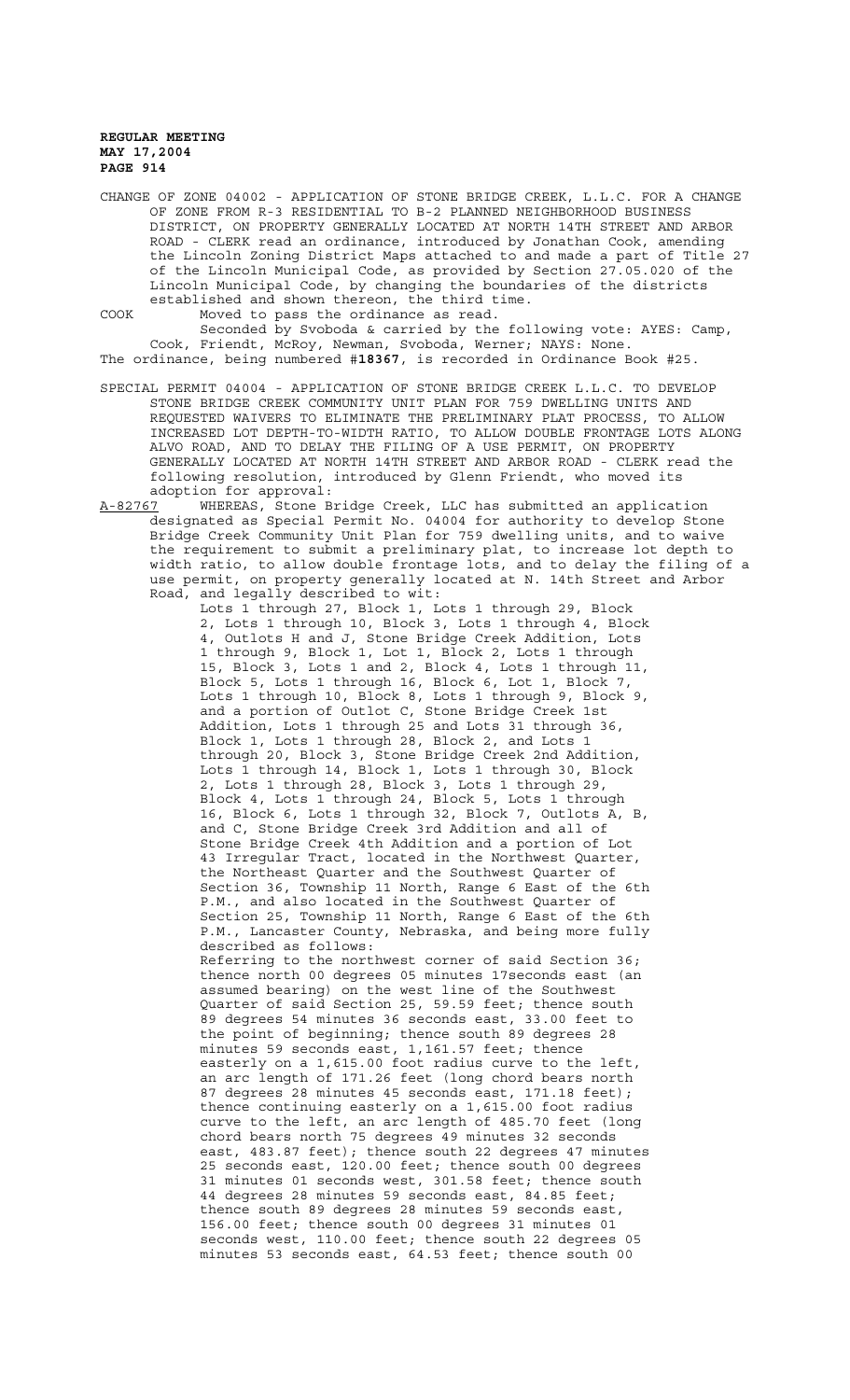CHANGE OF ZONE 04002 - APPLICATION OF STONE BRIDGE CREEK, L.L.C. FOR A CHANGE OF ZONE FROM R-3 RESIDENTIAL TO B-2 PLANNED NEIGHBORHOOD BUSINESS DISTRICT, ON PROPERTY GENERALLY LOCATED AT NORTH 14TH STREET AND ARBOR ROAD - CLERK read an ordinance, introduced by Jonathan Cook, amending the Lincoln Zoning District Maps attached to and made a part of Title 27 of the Lincoln Municipal Code, as provided by Section 27.05.020 of the Lincoln Municipal Code, by changing the boundaries of the districts established and shown thereon, the third time.

COOK Moved to pass the ordinance as read.

Seconded by Svoboda & carried by the following vote: AYES: Camp, Cook, Friendt, McRoy, Newman, Svoboda, Werner; NAYS: None.

The ordinance, being numbered **#18367**, is recorded in Ordinance Book #25.

SPECIAL PERMIT 04004 - APPLICATION OF STONE BRIDGE CREEK L.L.C. TO DEVELOP STONE BRIDGE CREEK COMMUNITY UNIT PLAN FOR 759 DWELLING UNITS AND REQUESTED WAIVERS TO ELIMINATE THE PRELIMINARY PLAT PROCESS, TO ALLOW INCREASED LOT DEPTH-TO-WIDTH RATIO, TO ALLOW DOUBLE FRONTAGE LOTS ALONG ALVO ROAD, AND TO DELAY THE FILING OF A USE PERMIT, ON PROPERTY GENERALLY LOCATED AT NORTH 14TH STREET AND ARBOR ROAD - CLERK read the following resolution, introduced by Glenn Friendt, who moved its adoption for approval:

A-82767 WHEREAS, Stone Bridge Creek, LLC has submitted an application designated as Special Permit No. 04004 for authority to develop Stone Bridge Creek Community Unit Plan for 759 dwelling units, and to waive the requirement to submit a preliminary plat, to increase lot depth to width ratio, to allow double frontage lots, and to delay the filing of a use permit, on property generally located at N. 14th Street and Arbor Road, and legally described to wit:

Lots 1 through 27, Block 1, Lots 1 through 29, Block 2, Lots 1 through 10, Block 3, Lots 1 through 4, Block 4, Outlots H and J, Stone Bridge Creek Addition, Lots 1 through 9, Block 1, Lot 1, Block 2, Lots 1 through 15, Block 3, Lots 1 and 2, Block 4, Lots 1 through 11, Block 5, Lots 1 through 16, Block 6, Lot 1, Block 7, Lots 1 through 10, Block 8, Lots 1 through 9, Block 9, and a portion of Outlot C, Stone Bridge Creek 1st Addition, Lots 1 through 25 and Lots 31 through 36, Block 1, Lots 1 through 28, Block 2, and Lots 1 through 20, Block 3, Stone Bridge Creek 2nd Addition, Lots 1 through 14, Block 1, Lots 1 through 30, Block 2, Lots 1 through 28, Block 3, Lots 1 through 29, Block 4, Lots 1 through 24, Block 5, Lots 1 through 16, Block 6, Lots 1 through 32, Block 7, Outlots A, B, and C, Stone Bridge Creek 3rd Addition and all of Stone Bridge Creek 4th Addition and a portion of Lot 43 Irregular Tract, located in the Northwest Quarter, the Northeast Quarter and the Southwest Quarter of Section 36, Township 11 North, Range 6 East of the 6th P.M., and also located in the Southwest Quarter of Section 25, Township 11 North, Range 6 East of the 6th P.M., Lancaster County, Nebraska, and being more fully described as follows:

Referring to the northwest corner of said Section 36; thence north 00 degrees 05 minutes 17seconds east (an assumed bearing) on the west line of the Southwest Quarter of said Section 25, 59.59 feet; thence south 89 degrees 54 minutes 36 seconds east, 33.00 feet to the point of beginning; thence south 89 degrees 28 minutes 59 seconds east, 1,161.57 feet; thence easterly on a 1,615.00 foot radius curve to the left, an arc length of 171.26 feet (long chord bears north 87 degrees 28 minutes 45 seconds east, 171.18 feet); thence continuing easterly on a 1,615.00 foot radius curve to the left, an arc length of 485.70 feet (long chord bears north 75 degrees 49 minutes 32 seconds east, 483.87 feet); thence south 22 degrees 47 minutes 25 seconds east, 120.00 feet; thence south 00 degrees 31 minutes 01 seconds west, 301.58 feet; thence south 44 degrees 28 minutes 59 seconds east, 84.85 feet; thence south 89 degrees 28 minutes 59 seconds east, 156.00 feet; thence south 00 degrees 31 minutes 01 seconds west, 110.00 feet; thence south 22 degrees 05 minutes 53 seconds east, 64.53 feet; thence south 00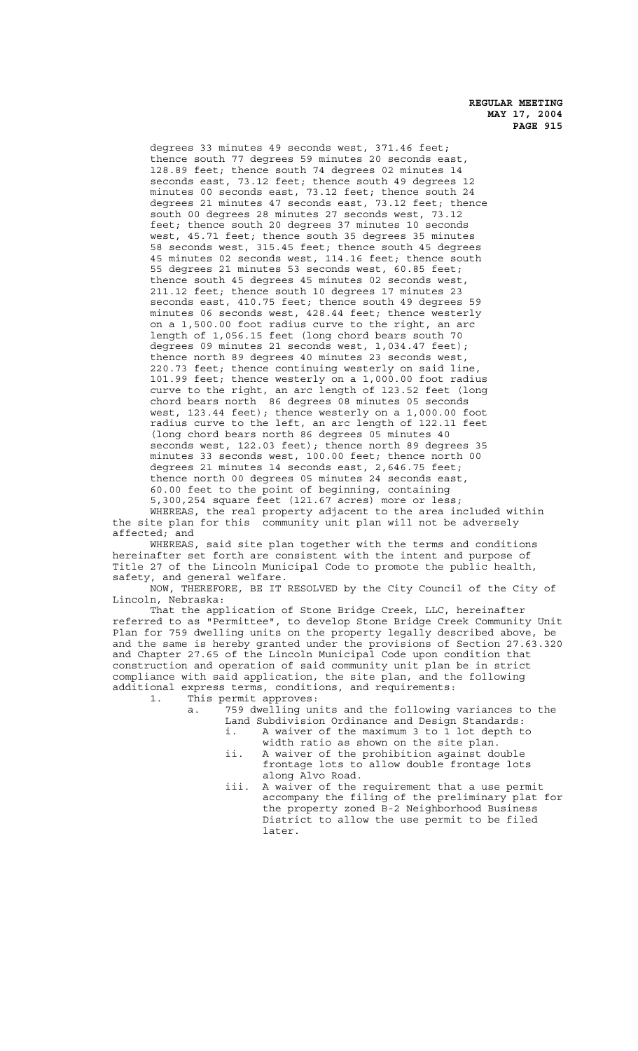degrees 33 minutes 49 seconds west, 371.46 feet; thence south 77 degrees 59 minutes 20 seconds east, 128.89 feet; thence south 74 degrees 02 minutes 14 seconds east, 73.12 feet; thence south 49 degrees 12 minutes 00 seconds east, 73.12 feet; thence south 24 degrees 21 minutes 47 seconds east, 73.12 feet; thence south 00 degrees 28 minutes 27 seconds west, 73.12 feet; thence south 20 degrees 37 minutes 10 seconds west, 45.71 feet; thence south 35 degrees 35 minutes 58 seconds west, 315.45 feet; thence south 45 degrees 45 minutes 02 seconds west, 114.16 feet; thence south 55 degrees 21 minutes 53 seconds west, 60.85 feet; thence south 45 degrees 45 minutes 02 seconds west, 211.12 feet; thence south 10 degrees 17 minutes 23 seconds east, 410.75 feet; thence south 49 degrees 59 minutes 06 seconds west, 428.44 feet; thence westerly on a 1,500.00 foot radius curve to the right, an arc length of 1,056.15 feet (long chord bears south 70 degrees 09 minutes 21 seconds west, 1,034.47 feet); thence north 89 degrees 40 minutes 23 seconds west, 220.73 feet; thence continuing westerly on said line, 101.99 feet; thence westerly on a 1,000.00 foot radius curve to the right, an arc length of 123.52 feet (long chord bears north 86 degrees 08 minutes 05 seconds west, 123.44 feet); thence westerly on a 1,000.00 foot radius curve to the left, an arc length of 122.11 feet (long chord bears north 86 degrees 05 minutes 40 seconds west, 122.03 feet); thence north 89 degrees 35 minutes 33 seconds west, 100.00 feet; thence north 00 degrees 21 minutes 14 seconds east, 2,646.75 feet; thence north 00 degrees 05 minutes 24 seconds east, 60.00 feet to the point of beginning, containing 5,300,254 square feet (121.67 acres) more or less;

WHEREAS, the real property adjacent to the area included within the site plan for this community unit plan will not be adversely affected; and

WHEREAS, said site plan together with the terms and conditions hereinafter set forth are consistent with the intent and purpose of Title 27 of the Lincoln Municipal Code to promote the public health, safety, and general welfare.

NOW, THEREFORE, BE IT RESOLVED by the City Council of the City of Lincoln, Nebraska:

That the application of Stone Bridge Creek, LLC, hereinafter referred to as "Permittee", to develop Stone Bridge Creek Community Unit Plan for 759 dwelling units on the property legally described above, be and the same is hereby granted under the provisions of Section 27.63.320 and Chapter 27.65 of the Lincoln Municipal Code upon condition that construction and operation of said community unit plan be in strict compliance with said application, the site plan, and the following additional express terms, conditions, and requirements:

1. This permit approves:
   a. 759 dwelling units and the following variances to the Land Subdivision Ordinance and Design Standards:
      i. A waiver of the maximum 3 to 1 lot depth to width ratio as shown on the site plan.
      ii. A waiver of the prohibition against double frontage lots to allow double frontage lots along Alvo Road.
      iii. A waiver of the requirement that a use permit accompany the filing of the preliminary plat for the property zoned B-2 Neighborhood Business District to allow the use permit to be filed later.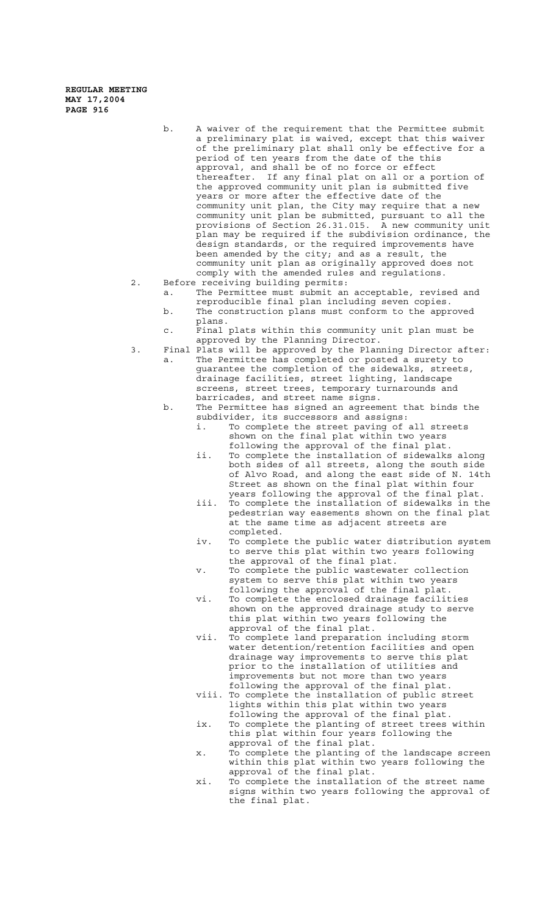b. A waiver of the requirement that the Permittee submit a preliminary plat is waived, except that this waiver of the preliminary plat shall only be effective for a period of ten years from the date of the this approval, and shall be of no force or effect thereafter. If any final plat on all or a portion of the approved community unit plan is submitted five years or more after the effective date of the community unit plan, the City may require that a new community unit plan be submitted, pursuant to all the provisions of Section 26.31.015. A new community unit plan may be required if the subdivision ordinance, the design standards, or the required improvements have been amended by the city; and as a result, the community unit plan as originally approved does not comply with the amended rules and regulations.

2. Before receiving building permits:
   a. The Permittee must submit an acceptable, revised and reproducible final plan including seven copies.
   b. The construction plans must conform to the approved plans.
   c. Final plats within this community unit plan must be approved by the Planning Director.

3. Final Plats will be approved by the Planning Director after:
   a. The Permittee has completed or posted a surety to guarantee the completion of the sidewalks, streets, drainage facilities, street lighting, landscape screens, street trees, temporary turnarounds and barricades, and street name signs.
   b. The Permittee has signed an agreement that binds the subdivider, its successors and assigns:
      i. To complete the street paving of all streets shown on the final plat within two years following the approval of the final plat.
      ii. To complete the installation of sidewalks along both sides of all streets, along the south side of Alvo Road, and along the east side of N. 14th Street as shown on the final plat within four years following the approval of the final plat.
      iii. To complete the installation of sidewalks in the pedestrian way easements shown on the final plat at the same time as adjacent streets are completed.
      iv. To complete the public water distribution system to serve this plat within two years following the approval of the final plat.
      v. To complete the public wastewater collection system to serve this plat within two years following the approval of the final plat.
      vi. To complete the enclosed drainage facilities shown on the approved drainage study to serve this plat within two years following the approval of the final plat.
      vii. To complete land preparation including storm water detention/retention facilities and open drainage way improvements to serve this plat prior to the installation of utilities and improvements but not more than two years following the approval of the final plat.
      viii. To complete the installation of public street lights within this plat within two years following the approval of the final plat.
      ix. To complete the planting of street trees within this plat within four years following the approval of the final plat.
      x. To complete the planting of the landscape screen within this plat within two years following the approval of the final plat.
      xi. To complete the installation of the street name signs within two years following the approval of the final plat.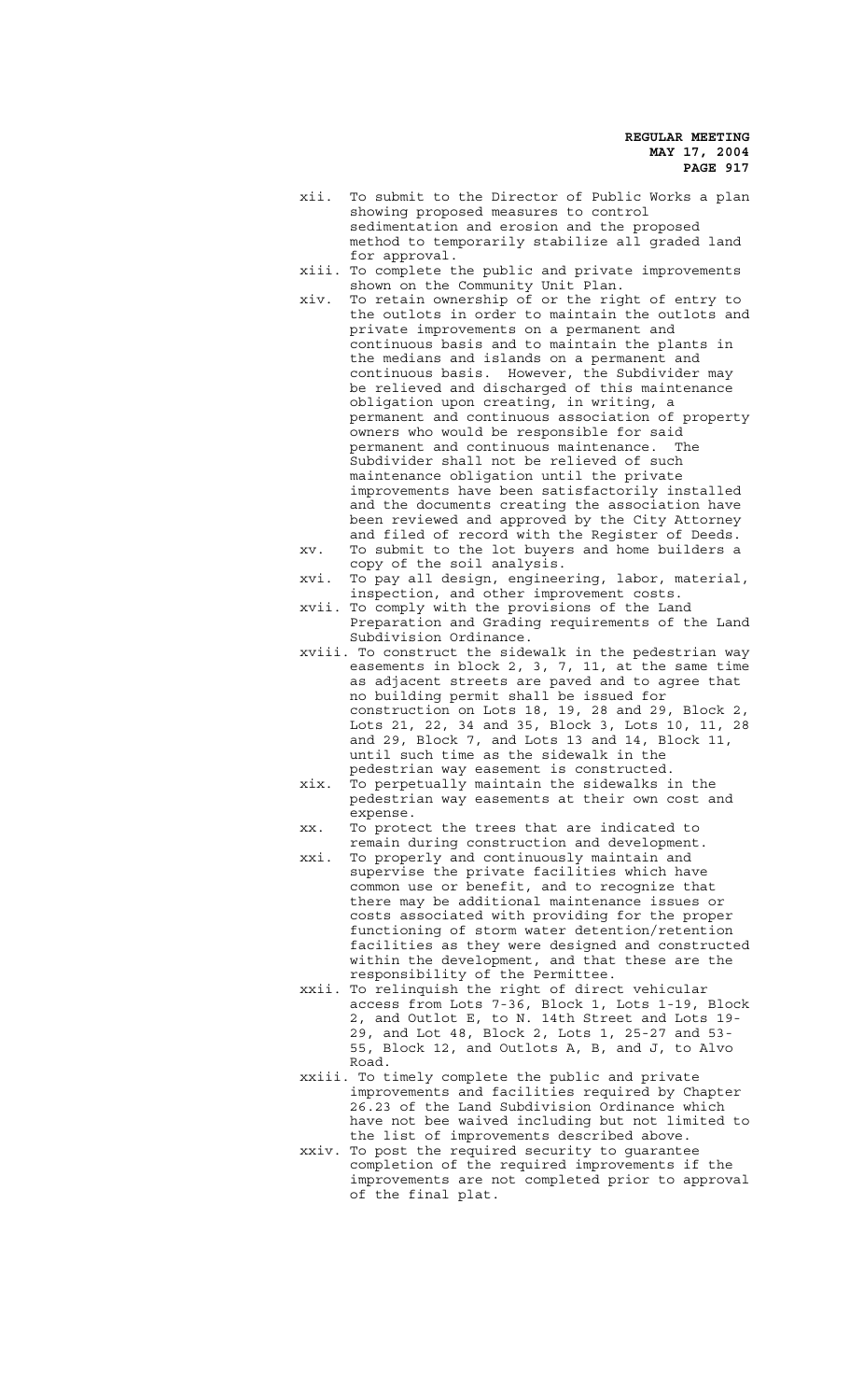xii. To submit to the Director of Public Works a plan showing proposed measures to control sedimentation and erosion and the proposed method to temporarily stabilize all graded land for approval.

xiii. To complete the public and private improvements shown on the Community Unit Plan.

xiv. To retain ownership of or the right of entry to the outlots in order to maintain the outlots and private improvements on a permanent and continuous basis and to maintain the plants in the medians and islands on a permanent and continuous basis. However, the Subdivider may be relieved and discharged of this maintenance obligation upon creating, in writing, a permanent and continuous association of property owners who would be responsible for said permanent and continuous maintenance. The Subdivider shall not be relieved of such maintenance obligation until the private improvements have been satisfactorily installed and the documents creating the association have been reviewed and approved by the City Attorney and filed of record with the Register of Deeds.

xv. To submit to the lot buyers and home builders a copy of the soil analysis.

xvi. To pay all design, engineering, labor, material, inspection, and other improvement costs.

xvii. To comply with the provisions of the Land Preparation and Grading requirements of the Land Subdivision Ordinance.

xviii. To construct the sidewalk in the pedestrian way easements in block 2, 3, 7, 11, at the same time as adjacent streets are paved and to agree that no building permit shall be issued for construction on Lots 18, 19, 28 and 29, Block 2, Lots 21, 22, 34 and 35, Block 3, Lots 10, 11, 28 and 29, Block 7, and Lots 13 and 14, Block 11, until such time as the sidewalk in the pedestrian way easement is constructed.

xix. To perpetually maintain the sidewalks in the pedestrian way easements at their own cost and expense.

xx. To protect the trees that are indicated to remain during construction and development.

xxi. To properly and continuously maintain and supervise the private facilities which have common use or benefit, and to recognize that there may be additional maintenance issues or costs associated with providing for the proper functioning of storm water detention/retention facilities as they were designed and constructed within the development, and that these are the responsibility of the Permittee.

xxii. To relinquish the right of direct vehicular access from Lots 7-36, Block 1, Lots 1-19, Block 2, and Outlot E, to N. 14th Street and Lots 19-29, and Lot 48, Block 2, Lots 1, 25-27 and 53-55, Block 12, and Outlots A, B, and J, to Alvo Road.

xxiii. To timely complete the public and private improvements and facilities required by Chapter 26.23 of the Land Subdivision Ordinance which have not bee waived including but not limited to the list of improvements described above.

xxiv. To post the required security to guarantee completion of the required improvements if the improvements are not completed prior to approval of the final plat.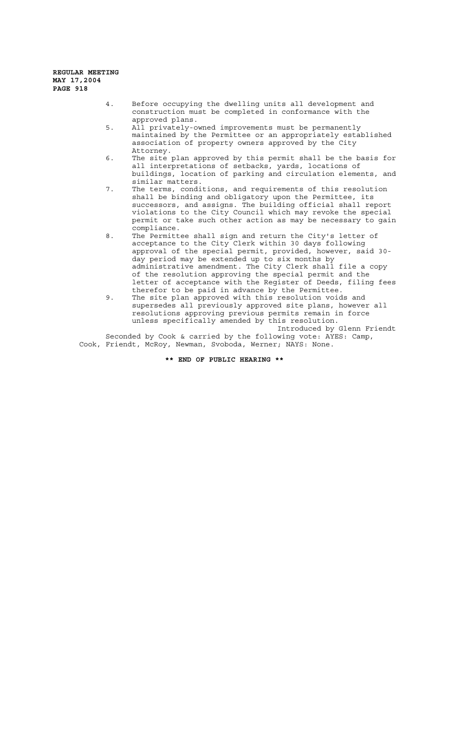4. Before occupying the dwelling units all development and construction must be completed in conformance with the approved plans.
5. All privately-owned improvements must be permanently maintained by the Permittee or an appropriately established association of property owners approved by the City Attorney.
6. The site plan approved by this permit shall be the basis for all interpretations of setbacks, yards, locations of buildings, location of parking and circulation elements, and similar matters.
7. The terms, conditions, and requirements of this resolution shall be binding and obligatory upon the Permittee, its successors, and assigns. The building official shall report violations to the City Council which may revoke the special permit or take such other action as may be necessary to gain compliance.
8. The Permittee shall sign and return the City's letter of acceptance to the City Clerk within 30 days following approval of the special permit, provided, however, said 30-day period may be extended up to six months by administrative amendment. The City Clerk shall file a copy of the resolution approving the special permit and the letter of acceptance with the Register of Deeds, filing fees therefor to be paid in advance by the Permittee.
9. The site plan approved with this resolution voids and supersedes all previously approved site plans, however all resolutions approving previous permits remain in force unless specifically amended by this resolution.

Introduced by Glenn Friendt

Seconded by Cook & carried by the following vote: AYES: Camp, Cook, Friendt, McRoy, Newman, Svoboda, Werner; NAYS: None.

**\*\* END OF PUBLIC HEARING \*\***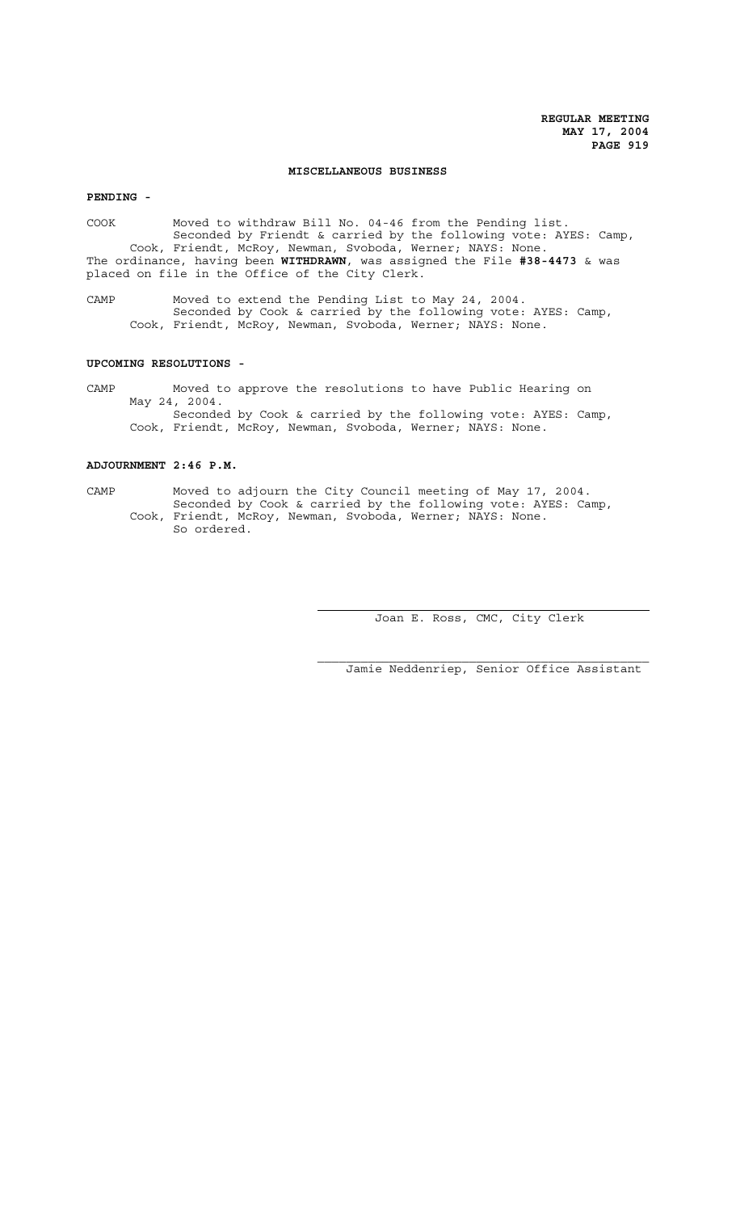## MISCELLANEOUS BUSINESS

**PENDING -**

COOK Moved to withdraw Bill No. 04-46 from the Pending list.
Seconded by Friendt & carried by the following vote: AYES: Camp, Cook, Friendt, McRoy, Newman, Svoboda, Werner; NAYS: None.
The ordinance, having been **WITHDRAWN**, was assigned the File **#38-4473** & was placed on file in the Office of the City Clerk.

CAMP Moved to extend the Pending List to May 24, 2004.
Seconded by Cook & carried by the following vote: AYES: Camp, Cook, Friendt, McRoy, Newman, Svoboda, Werner; NAYS: None.

**UPCOMING RESOLUTIONS -**

CAMP Moved to approve the resolutions to have Public Hearing on May 24, 2004.
Seconded by Cook & carried by the following vote: AYES: Camp, Cook, Friendt, McRoy, Newman, Svoboda, Werner; NAYS: None.

**ADJOURNMENT 2:46 P.M.**

CAMP Moved to adjourn the City Council meeting of May 17, 2004.
Seconded by Cook & carried by the following vote: AYES: Camp, Cook, Friendt, McRoy, Newman, Svoboda, Werner; NAYS: None.
So ordered.

Joan E. Ross, CMC, City Clerk

Jamie Neddenriep, Senior Office Assistant